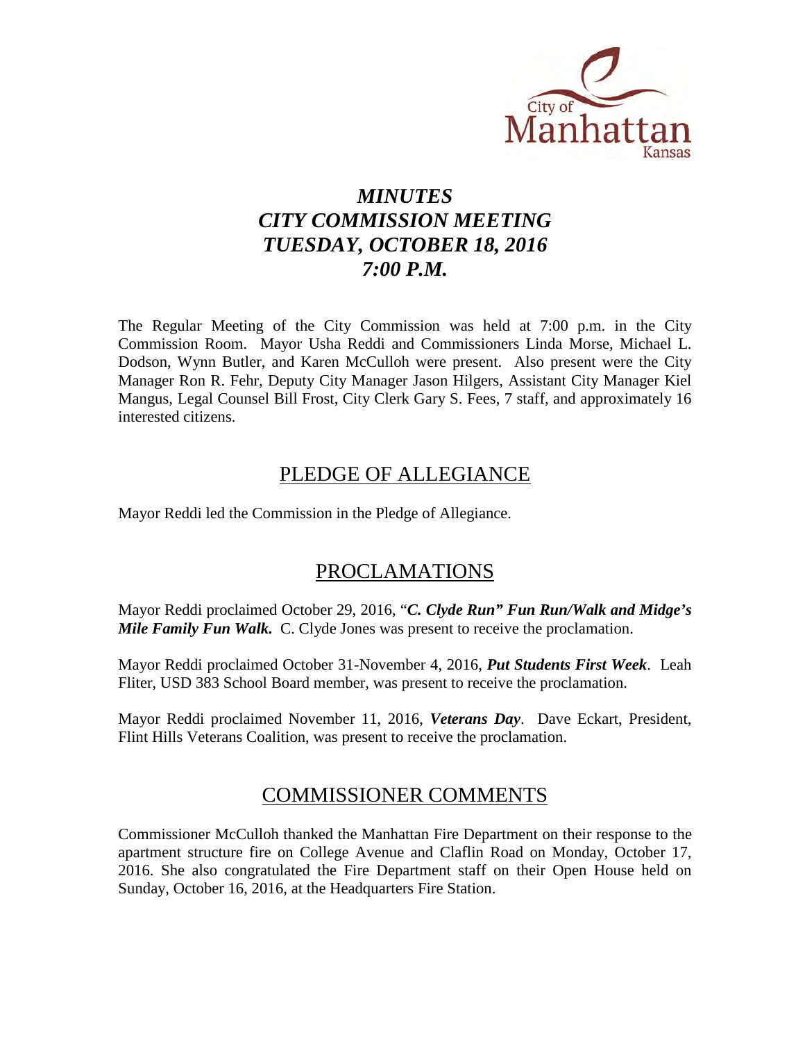# *MINUTES*
# *CITY COMMISSION MEETING*
# *TUESDAY, OCTOBER 18, 2016*
# *7:00 P.M.*

The Regular Meeting of the City Commission was held at 7:00 p.m. in the City Commission Room. Mayor Usha Reddi and Commissioners Linda Morse, Michael L. Dodson, Wynn Butler, and Karen McCulloh were present. Also present were the City Manager Ron R. Fehr, Deputy City Manager Jason Hilgers, Assistant City Manager Kiel Mangus, Legal Counsel Bill Frost, City Clerk Gary S. Fees, 7 staff, and approximately 16 interested citizens.

## PLEDGE OF ALLEGIANCE

Mayor Reddi led the Commission in the Pledge of Allegiance.

## PROCLAMATIONS

Mayor Reddi proclaimed October 29, 2016, "***C. Clyde Run" Fun Run/Walk and Midge's Mile Family Fun Walk.*** C. Clyde Jones was present to receive the proclamation.

Mayor Reddi proclaimed October 31-November 4, 2016, ***Put Students First Week***. Leah Fliter, USD 383 School Board member, was present to receive the proclamation.

Mayor Reddi proclaimed November 11, 2016, ***Veterans Day***. Dave Eckart, President, Flint Hills Veterans Coalition, was present to receive the proclamation.

## COMMISSIONER COMMENTS

Commissioner McCulloh thanked the Manhattan Fire Department on their response to the apartment structure fire on College Avenue and Claflin Road on Monday, October 17, 2016. She also congratulated the Fire Department staff on their Open House held on Sunday, October 16, 2016, at the Headquarters Fire Station.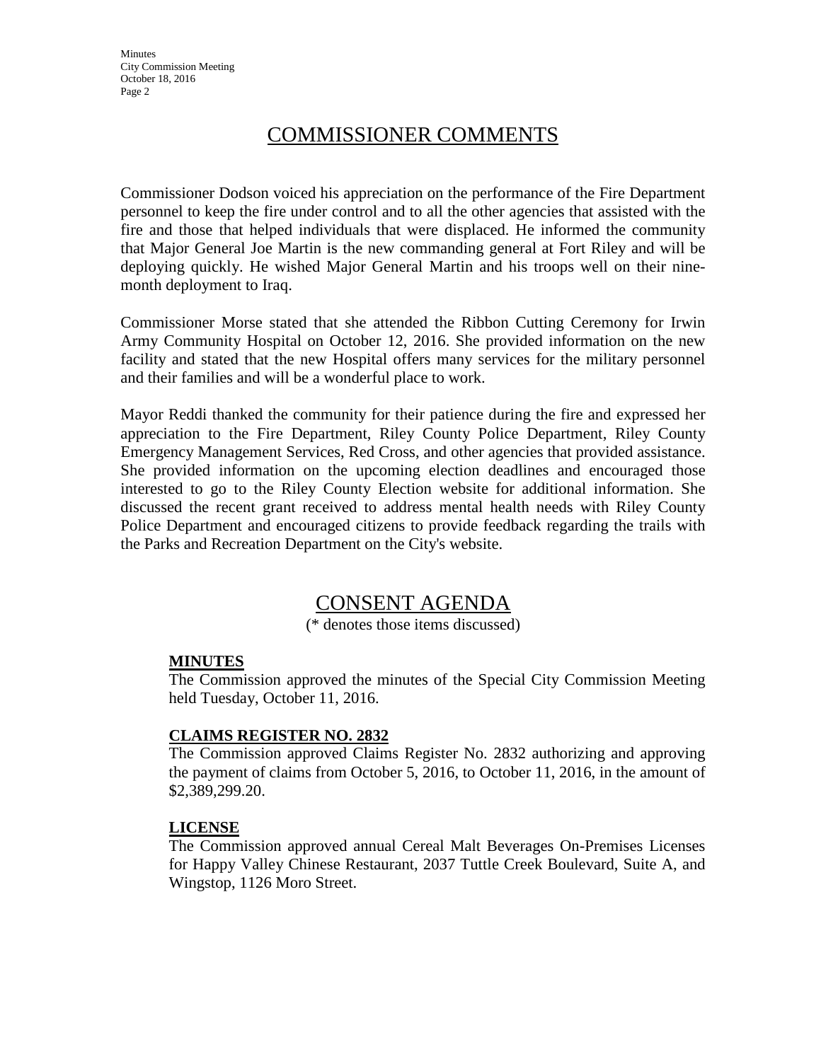# COMMISSIONER COMMENTS

Commissioner Dodson voiced his appreciation on the performance of the Fire Department personnel to keep the fire under control and to all the other agencies that assisted with the fire and those that helped individuals that were displaced. He informed the community that Major General Joe Martin is the new commanding general at Fort Riley and will be deploying quickly. He wished Major General Martin and his troops well on their nine-month deployment to Iraq.

Commissioner Morse stated that she attended the Ribbon Cutting Ceremony for Irwin Army Community Hospital on October 12, 2016. She provided information on the new facility and stated that the new Hospital offers many services for the military personnel and their families and will be a wonderful place to work.

Mayor Reddi thanked the community for their patience during the fire and expressed her appreciation to the Fire Department, Riley County Police Department, Riley County Emergency Management Services, Red Cross, and other agencies that provided assistance. She provided information on the upcoming election deadlines and encouraged those interested to go to the Riley County Election website for additional information. She discussed the recent grant received to address mental health needs with Riley County Police Department and encouraged citizens to provide feedback regarding the trails with the Parks and Recreation Department on the City's website.

# CONSENT AGENDA

(* denotes those items discussed)

**MINUTES**

The Commission approved the minutes of the Special City Commission Meeting held Tuesday, October 11, 2016.

**CLAIMS REGISTER NO. 2832**

The Commission approved Claims Register No. 2832 authorizing and approving the payment of claims from October 5, 2016, to October 11, 2016, in the amount of $2,389,299.20.

**LICENSE**

The Commission approved annual Cereal Malt Beverages On-Premises Licenses for Happy Valley Chinese Restaurant, 2037 Tuttle Creek Boulevard, Suite A, and Wingstop, 1126 Moro Street.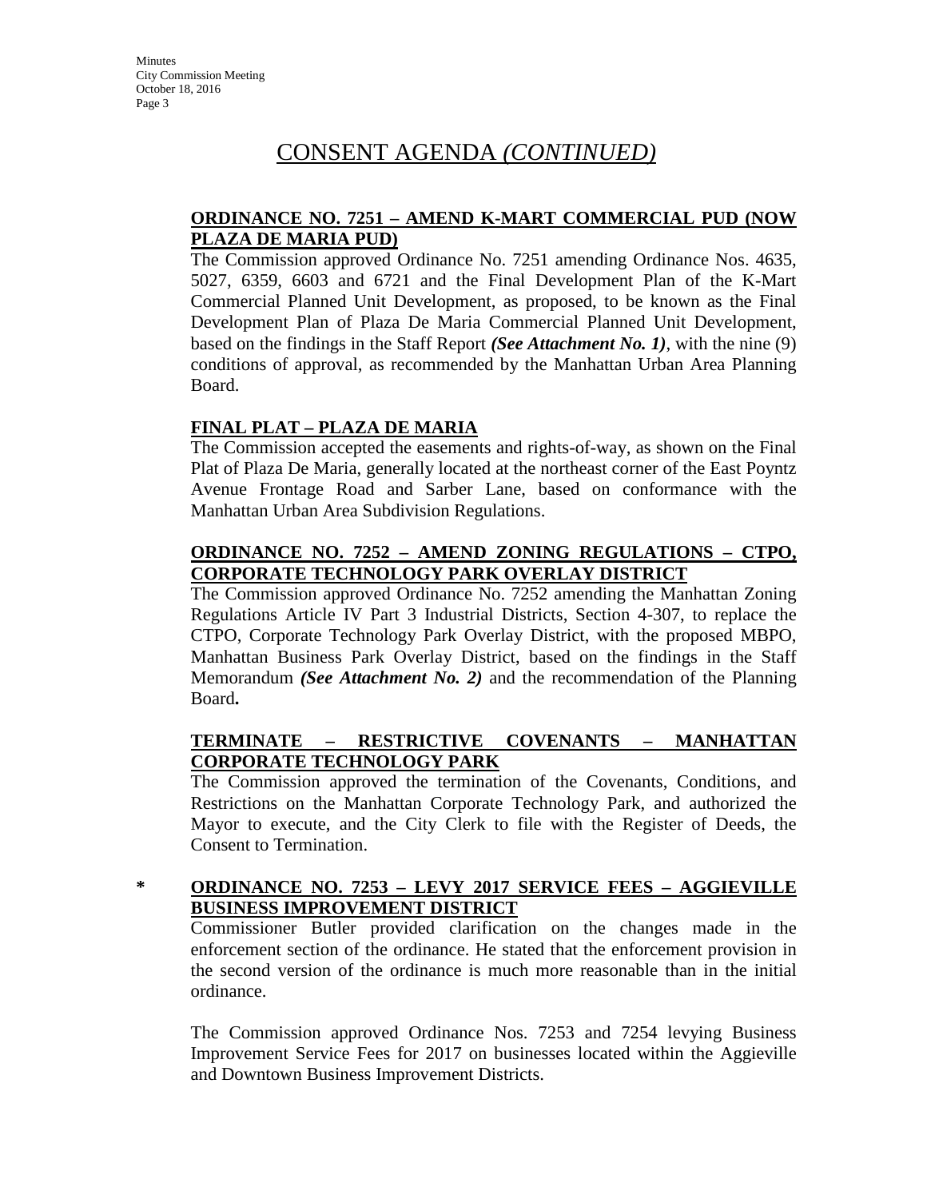# CONSENT AGENDA *(CONTINUED)*

**ORDINANCE NO. 7251 – AMEND K-MART COMMERCIAL PUD (NOW PLAZA DE MARIA PUD)**

The Commission approved Ordinance No. 7251 amending Ordinance Nos. 4635, 5027, 6359, 6603 and 6721 and the Final Development Plan of the K-Mart Commercial Planned Unit Development, as proposed, to be known as the Final Development Plan of Plaza De Maria Commercial Planned Unit Development, based on the findings in the Staff Report ***(See Attachment No. 1)***, with the nine (9) conditions of approval, as recommended by the Manhattan Urban Area Planning Board.

**FINAL PLAT – PLAZA DE MARIA**

The Commission accepted the easements and rights-of-way, as shown on the Final Plat of Plaza De Maria, generally located at the northeast corner of the East Poyntz Avenue Frontage Road and Sarber Lane, based on conformance with the Manhattan Urban Area Subdivision Regulations.

**ORDINANCE NO. 7252 – AMEND ZONING REGULATIONS – CTPO, CORPORATE TECHNOLOGY PARK OVERLAY DISTRICT**

The Commission approved Ordinance No. 7252 amending the Manhattan Zoning Regulations Article IV Part 3 Industrial Districts, Section 4-307, to replace the CTPO, Corporate Technology Park Overlay District, with the proposed MBPO, Manhattan Business Park Overlay District, based on the findings in the Staff Memorandum ***(See Attachment No. 2)*** and the recommendation of the Planning Board**.**

**TERMINATE – RESTRICTIVE COVENANTS – MANHATTAN CORPORATE TECHNOLOGY PARK**

The Commission approved the termination of the Covenants, Conditions, and Restrictions on the Manhattan Corporate Technology Park, and authorized the Mayor to execute, and the City Clerk to file with the Register of Deeds, the Consent to Termination.

**\* ORDINANCE NO. 7253 – LEVY 2017 SERVICE FEES – AGGIEVILLE BUSINESS IMPROVEMENT DISTRICT**

Commissioner Butler provided clarification on the changes made in the enforcement section of the ordinance. He stated that the enforcement provision in the second version of the ordinance is much more reasonable than in the initial ordinance.

The Commission approved Ordinance Nos. 7253 and 7254 levying Business Improvement Service Fees for 2017 on businesses located within the Aggieville and Downtown Business Improvement Districts.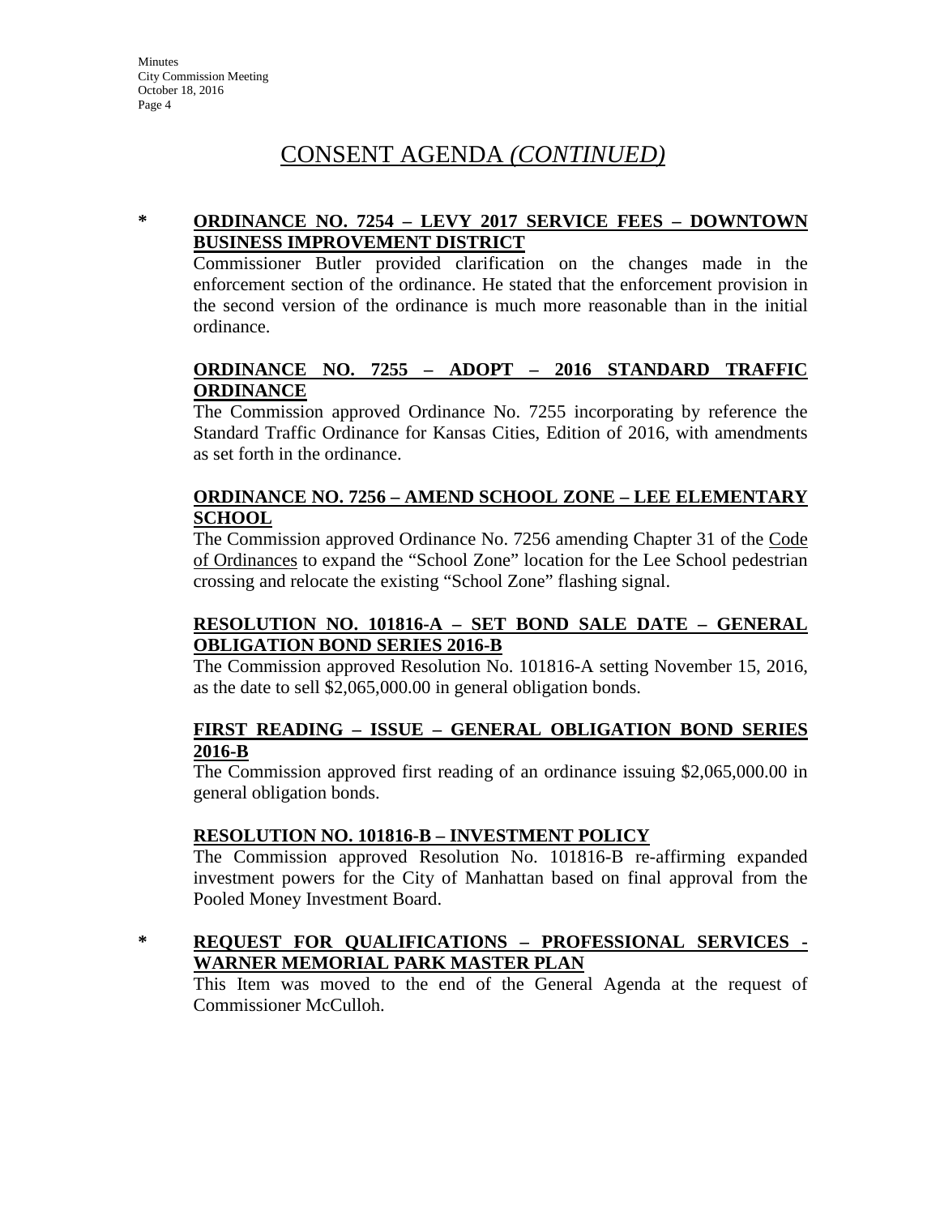# CONSENT AGENDA *(CONTINUED)*

\* **ORDINANCE NO. 7254 – LEVY 2017 SERVICE FEES – DOWNTOWN BUSINESS IMPROVEMENT DISTRICT**

Commissioner Butler provided clarification on the changes made in the enforcement section of the ordinance. He stated that the enforcement provision in the second version of the ordinance is much more reasonable than in the initial ordinance.

**ORDINANCE NO. 7255 – ADOPT – 2016 STANDARD TRAFFIC ORDINANCE**

The Commission approved Ordinance No. 7255 incorporating by reference the Standard Traffic Ordinance for Kansas Cities, Edition of 2016, with amendments as set forth in the ordinance.

**ORDINANCE NO. 7256 – AMEND SCHOOL ZONE – LEE ELEMENTARY SCHOOL**

The Commission approved Ordinance No. 7256 amending Chapter 31 of the Code of Ordinances to expand the "School Zone" location for the Lee School pedestrian crossing and relocate the existing "School Zone" flashing signal.

**RESOLUTION NO. 101816-A – SET BOND SALE DATE – GENERAL OBLIGATION BOND SERIES 2016-B**

The Commission approved Resolution No. 101816-A setting November 15, 2016, as the date to sell $2,065,000.00 in general obligation bonds.

**FIRST READING – ISSUE – GENERAL OBLIGATION BOND SERIES 2016-B**

The Commission approved first reading of an ordinance issuing $2,065,000.00 in general obligation bonds.

**RESOLUTION NO. 101816-B – INVESTMENT POLICY**

The Commission approved Resolution No. 101816-B re-affirming expanded investment powers for the City of Manhattan based on final approval from the Pooled Money Investment Board.

\* **REQUEST FOR QUALIFICATIONS – PROFESSIONAL SERVICES - WARNER MEMORIAL PARK MASTER PLAN**

This Item was moved to the end of the General Agenda at the request of Commissioner McCulloh.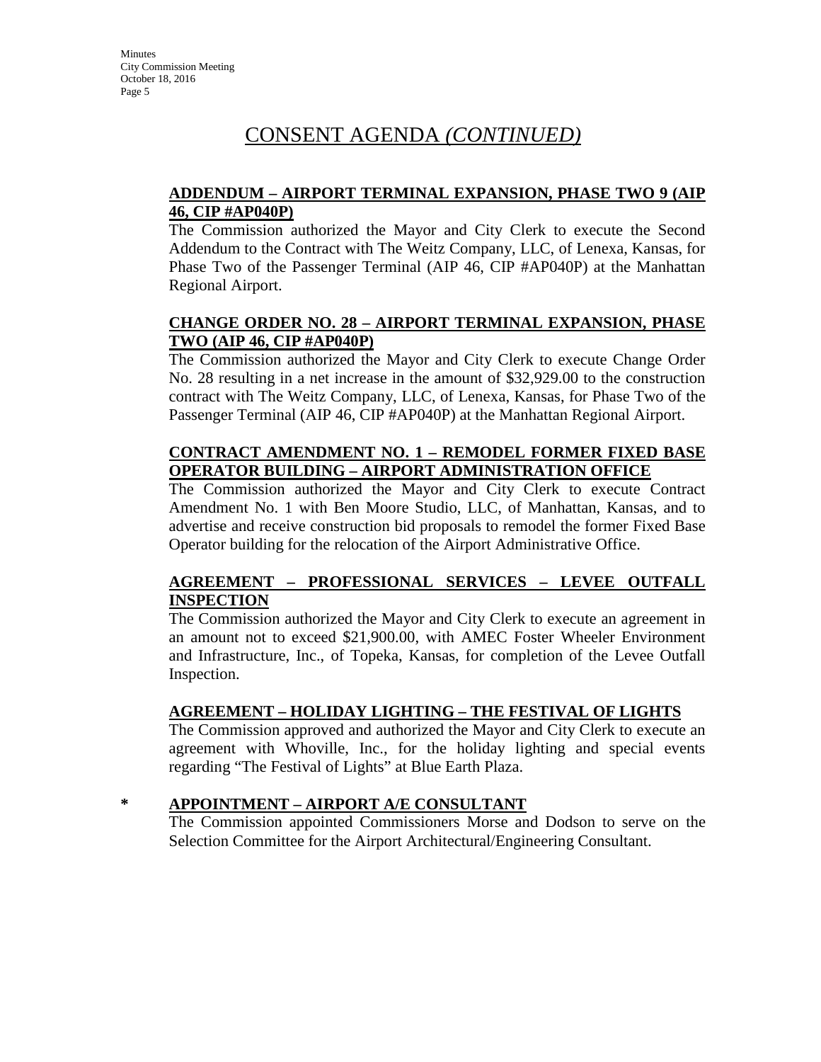## CONSENT AGENDA *(CONTINUED)*

**ADDENDUM – AIRPORT TERMINAL EXPANSION, PHASE TWO 9 (AIP 46, CIP #AP040P)**

The Commission authorized the Mayor and City Clerk to execute the Second Addendum to the Contract with The Weitz Company, LLC, of Lenexa, Kansas, for Phase Two of the Passenger Terminal (AIP 46, CIP #AP040P) at the Manhattan Regional Airport.

**CHANGE ORDER NO. 28 – AIRPORT TERMINAL EXPANSION, PHASE TWO (AIP 46, CIP #AP040P)**

The Commission authorized the Mayor and City Clerk to execute Change Order No. 28 resulting in a net increase in the amount of $32,929.00 to the construction contract with The Weitz Company, LLC, of Lenexa, Kansas, for Phase Two of the Passenger Terminal (AIP 46, CIP #AP040P) at the Manhattan Regional Airport.

**CONTRACT AMENDMENT NO. 1 – REMODEL FORMER FIXED BASE OPERATOR BUILDING – AIRPORT ADMINISTRATION OFFICE**

The Commission authorized the Mayor and City Clerk to execute Contract Amendment No. 1 with Ben Moore Studio, LLC, of Manhattan, Kansas, and to advertise and receive construction bid proposals to remodel the former Fixed Base Operator building for the relocation of the Airport Administrative Office.

**AGREEMENT – PROFESSIONAL SERVICES – LEVEE OUTFALL INSPECTION**

The Commission authorized the Mayor and City Clerk to execute an agreement in an amount not to exceed $21,900.00, with AMEC Foster Wheeler Environment and Infrastructure, Inc., of Topeka, Kansas, for completion of the Levee Outfall Inspection.

**AGREEMENT – HOLIDAY LIGHTING – THE FESTIVAL OF LIGHTS**

The Commission approved and authorized the Mayor and City Clerk to execute an agreement with Whoville, Inc., for the holiday lighting and special events regarding "The Festival of Lights" at Blue Earth Plaza.

**\* APPOINTMENT – AIRPORT A/E CONSULTANT**

The Commission appointed Commissioners Morse and Dodson to serve on the Selection Committee for the Airport Architectural/Engineering Consultant.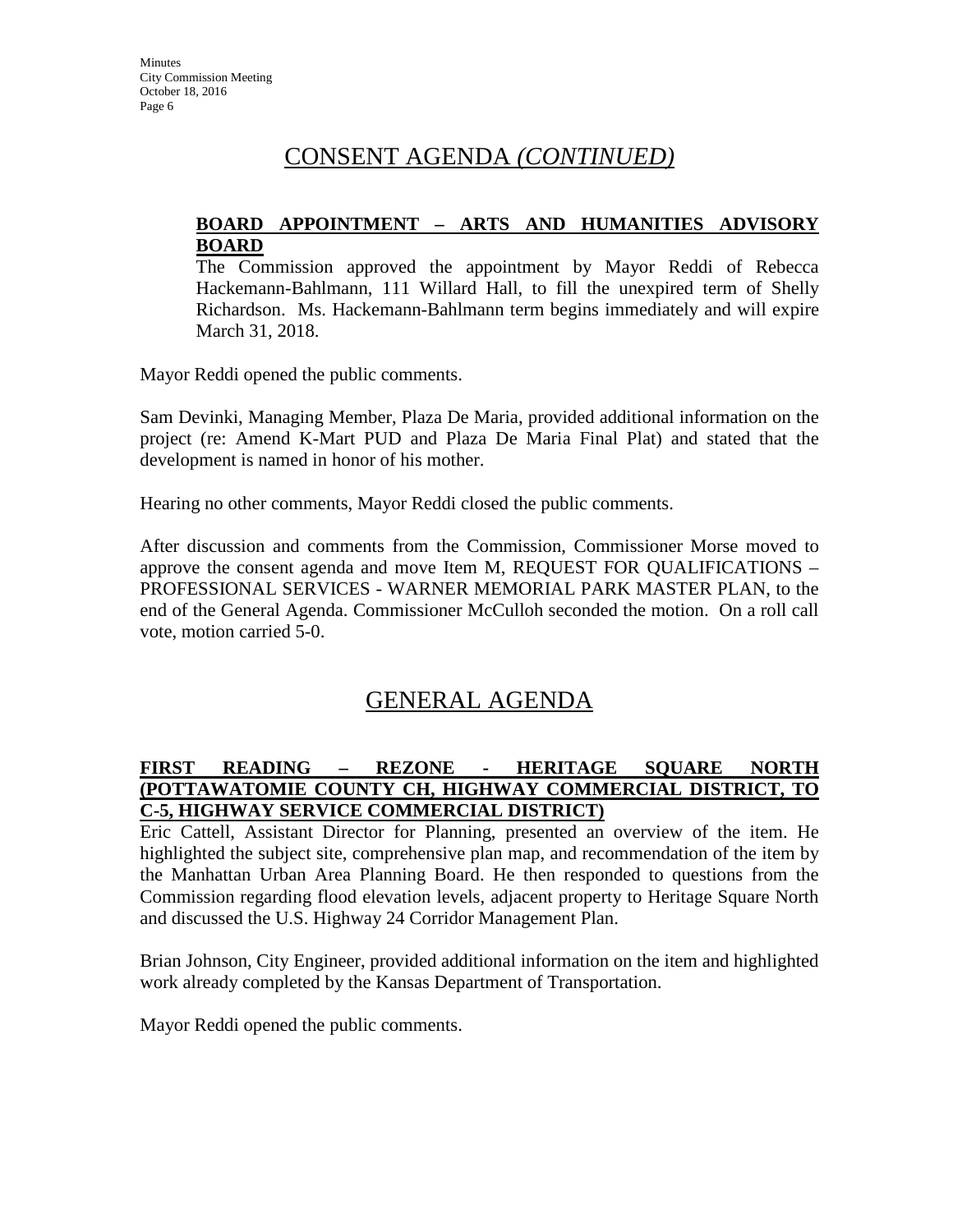# CONSENT AGENDA *(CONTINUED)*

**BOARD APPOINTMENT – ARTS AND HUMANITIES ADVISORY BOARD**

The Commission approved the appointment by Mayor Reddi of Rebecca Hackemann-Bahlmann, 111 Willard Hall, to fill the unexpired term of Shelly Richardson. Ms. Hackemann-Bahlmann term begins immediately and will expire March 31, 2018.

Mayor Reddi opened the public comments.

Sam Devinki, Managing Member, Plaza De Maria, provided additional information on the project (re: Amend K-Mart PUD and Plaza De Maria Final Plat) and stated that the development is named in honor of his mother.

Hearing no other comments, Mayor Reddi closed the public comments.

After discussion and comments from the Commission, Commissioner Morse moved to approve the consent agenda and move Item M, REQUEST FOR QUALIFICATIONS – PROFESSIONAL SERVICES - WARNER MEMORIAL PARK MASTER PLAN, to the end of the General Agenda. Commissioner McCulloh seconded the motion. On a roll call vote, motion carried 5-0.

# GENERAL AGENDA

**FIRST READING – REZONE - HERITAGE SQUARE NORTH (POTTAWATOMIE COUNTY CH, HIGHWAY COMMERCIAL DISTRICT, TO C-5, HIGHWAY SERVICE COMMERCIAL DISTRICT)**

Eric Cattell, Assistant Director for Planning, presented an overview of the item. He highlighted the subject site, comprehensive plan map, and recommendation of the item by the Manhattan Urban Area Planning Board. He then responded to questions from the Commission regarding flood elevation levels, adjacent property to Heritage Square North and discussed the U.S. Highway 24 Corridor Management Plan.

Brian Johnson, City Engineer, provided additional information on the item and highlighted work already completed by the Kansas Department of Transportation.

Mayor Reddi opened the public comments.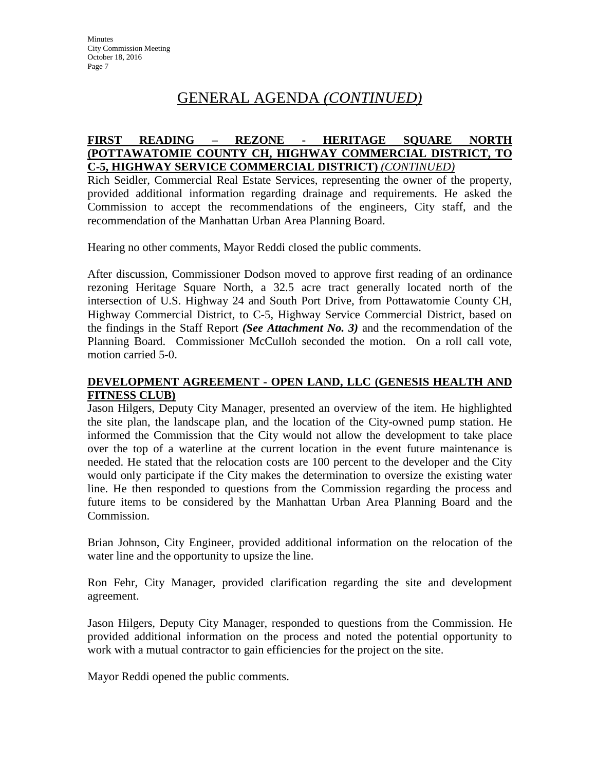## GENERAL AGENDA *(CONTINUED)*

**FIRST READING – REZONE - HERITAGE SQUARE NORTH (POTTAWATOMIE COUNTY CH, HIGHWAY COMMERCIAL DISTRICT, TO C-5, HIGHWAY SERVICE COMMERCIAL DISTRICT)** ***(CONTINUED)***

Rich Seidler, Commercial Real Estate Services, representing the owner of the property, provided additional information regarding drainage and requirements. He asked the Commission to accept the recommendations of the engineers, City staff, and the recommendation of the Manhattan Urban Area Planning Board.

Hearing no other comments, Mayor Reddi closed the public comments.

After discussion, Commissioner Dodson moved to approve first reading of an ordinance rezoning Heritage Square North, a 32.5 acre tract generally located north of the intersection of U.S. Highway 24 and South Port Drive, from Pottawatomie County CH, Highway Commercial District, to C-5, Highway Service Commercial District, based on the findings in the Staff Report ***(See Attachment No. 3)*** and the recommendation of the Planning Board. Commissioner McCulloh seconded the motion. On a roll call vote, motion carried 5-0.

**DEVELOPMENT AGREEMENT - OPEN LAND, LLC (GENESIS HEALTH AND FITNESS CLUB)**

Jason Hilgers, Deputy City Manager, presented an overview of the item. He highlighted the site plan, the landscape plan, and the location of the City-owned pump station. He informed the Commission that the City would not allow the development to take place over the top of a waterline at the current location in the event future maintenance is needed. He stated that the relocation costs are 100 percent to the developer and the City would only participate if the City makes the determination to oversize the existing water line. He then responded to questions from the Commission regarding the process and future items to be considered by the Manhattan Urban Area Planning Board and the Commission.

Brian Johnson, City Engineer, provided additional information on the relocation of the water line and the opportunity to upsize the line.

Ron Fehr, City Manager, provided clarification regarding the site and development agreement.

Jason Hilgers, Deputy City Manager, responded to questions from the Commission. He provided additional information on the process and noted the potential opportunity to work with a mutual contractor to gain efficiencies for the project on the site.

Mayor Reddi opened the public comments.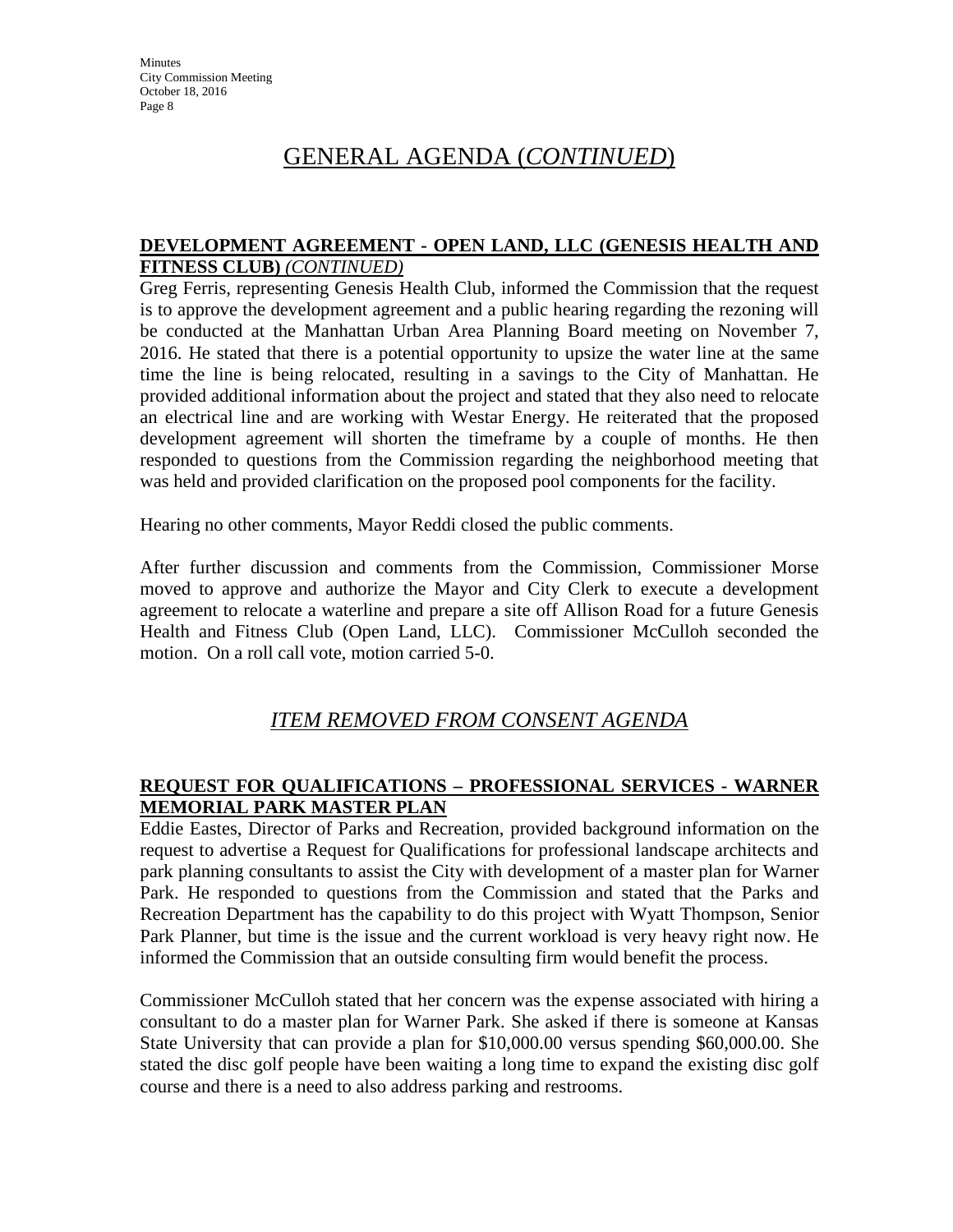# GENERAL AGENDA (*CONTINUED*)

**DEVELOPMENT AGREEMENT - OPEN LAND, LLC (GENESIS HEALTH AND FITNESS CLUB)** ***(CONTINUED)***

Greg Ferris, representing Genesis Health Club, informed the Commission that the request is to approve the development agreement and a public hearing regarding the rezoning will be conducted at the Manhattan Urban Area Planning Board meeting on November 7, 2016. He stated that there is a potential opportunity to upsize the water line at the same time the line is being relocated, resulting in a savings to the City of Manhattan. He provided additional information about the project and stated that they also need to relocate an electrical line and are working with Westar Energy. He reiterated that the proposed development agreement will shorten the timeframe by a couple of months. He then responded to questions from the Commission regarding the neighborhood meeting that was held and provided clarification on the proposed pool components for the facility.

Hearing no other comments, Mayor Reddi closed the public comments.

After further discussion and comments from the Commission, Commissioner Morse moved to approve and authorize the Mayor and City Clerk to execute a development agreement to relocate a waterline and prepare a site off Allison Road for a future Genesis Health and Fitness Club (Open Land, LLC). Commissioner McCulloh seconded the motion. On a roll call vote, motion carried 5-0.

## *ITEM REMOVED FROM CONSENT AGENDA*

**REQUEST FOR QUALIFICATIONS – PROFESSIONAL SERVICES - WARNER MEMORIAL PARK MASTER PLAN**

Eddie Eastes, Director of Parks and Recreation, provided background information on the request to advertise a Request for Qualifications for professional landscape architects and park planning consultants to assist the City with development of a master plan for Warner Park. He responded to questions from the Commission and stated that the Parks and Recreation Department has the capability to do this project with Wyatt Thompson, Senior Park Planner, but time is the issue and the current workload is very heavy right now. He informed the Commission that an outside consulting firm would benefit the process.

Commissioner McCulloh stated that her concern was the expense associated with hiring a consultant to do a master plan for Warner Park. She asked if there is someone at Kansas State University that can provide a plan for $10,000.00 versus spending $60,000.00. She stated the disc golf people have been waiting a long time to expand the existing disc golf course and there is a need to also address parking and restrooms.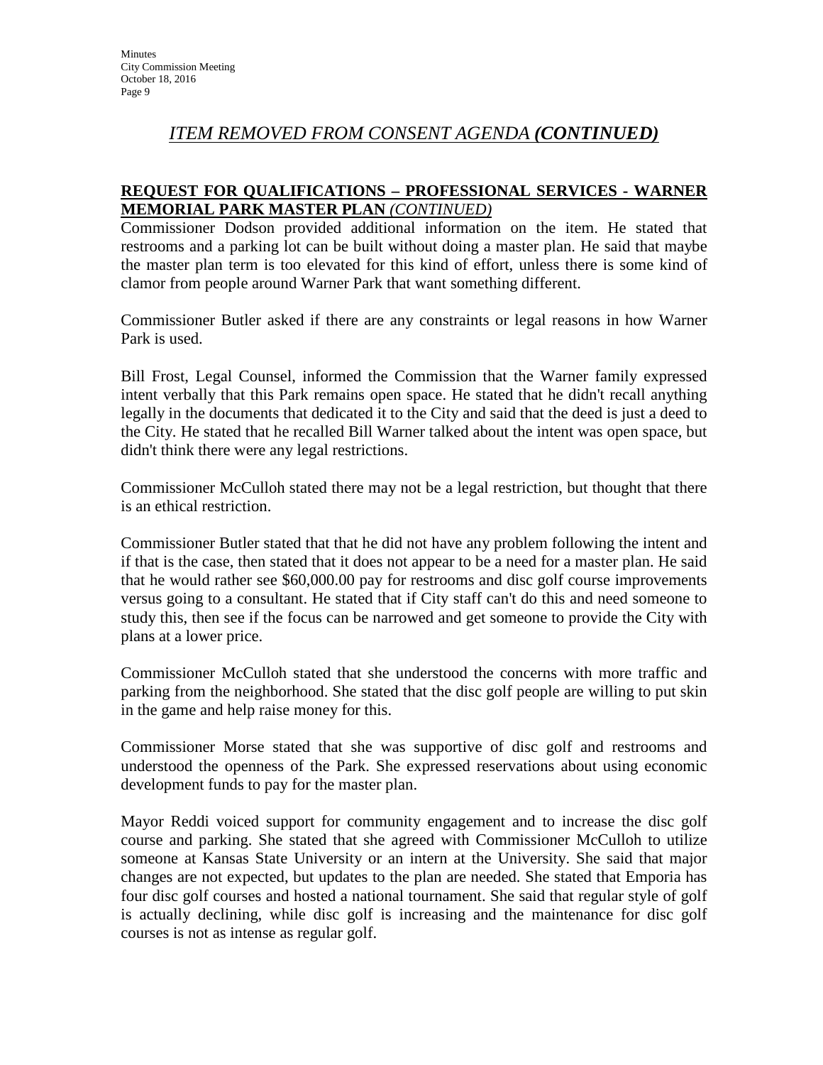## *ITEM REMOVED FROM CONSENT AGENDA* ***(CONTINUED)***

**REQUEST FOR QUALIFICATIONS – PROFESSIONAL SERVICES - WARNER MEMORIAL PARK MASTER PLAN** ***(CONTINUED)***

Commissioner Dodson provided additional information on the item. He stated that restrooms and a parking lot can be built without doing a master plan. He said that maybe the master plan term is too elevated for this kind of effort, unless there is some kind of clamor from people around Warner Park that want something different.

Commissioner Butler asked if there are any constraints or legal reasons in how Warner Park is used.

Bill Frost, Legal Counsel, informed the Commission that the Warner family expressed intent verbally that this Park remains open space. He stated that he didn't recall anything legally in the documents that dedicated it to the City and said that the deed is just a deed to the City. He stated that he recalled Bill Warner talked about the intent was open space, but didn't think there were any legal restrictions.

Commissioner McCulloh stated there may not be a legal restriction, but thought that there is an ethical restriction.

Commissioner Butler stated that that he did not have any problem following the intent and if that is the case, then stated that it does not appear to be a need for a master plan. He said that he would rather see $60,000.00 pay for restrooms and disc golf course improvements versus going to a consultant. He stated that if City staff can't do this and need someone to study this, then see if the focus can be narrowed and get someone to provide the City with plans at a lower price.

Commissioner McCulloh stated that she understood the concerns with more traffic and parking from the neighborhood. She stated that the disc golf people are willing to put skin in the game and help raise money for this.

Commissioner Morse stated that she was supportive of disc golf and restrooms and understood the openness of the Park. She expressed reservations about using economic development funds to pay for the master plan.

Mayor Reddi voiced support for community engagement and to increase the disc golf course and parking. She stated that she agreed with Commissioner McCulloh to utilize someone at Kansas State University or an intern at the University. She said that major changes are not expected, but updates to the plan are needed. She stated that Emporia has four disc golf courses and hosted a national tournament. She said that regular style of golf is actually declining, while disc golf is increasing and the maintenance for disc golf courses is not as intense as regular golf.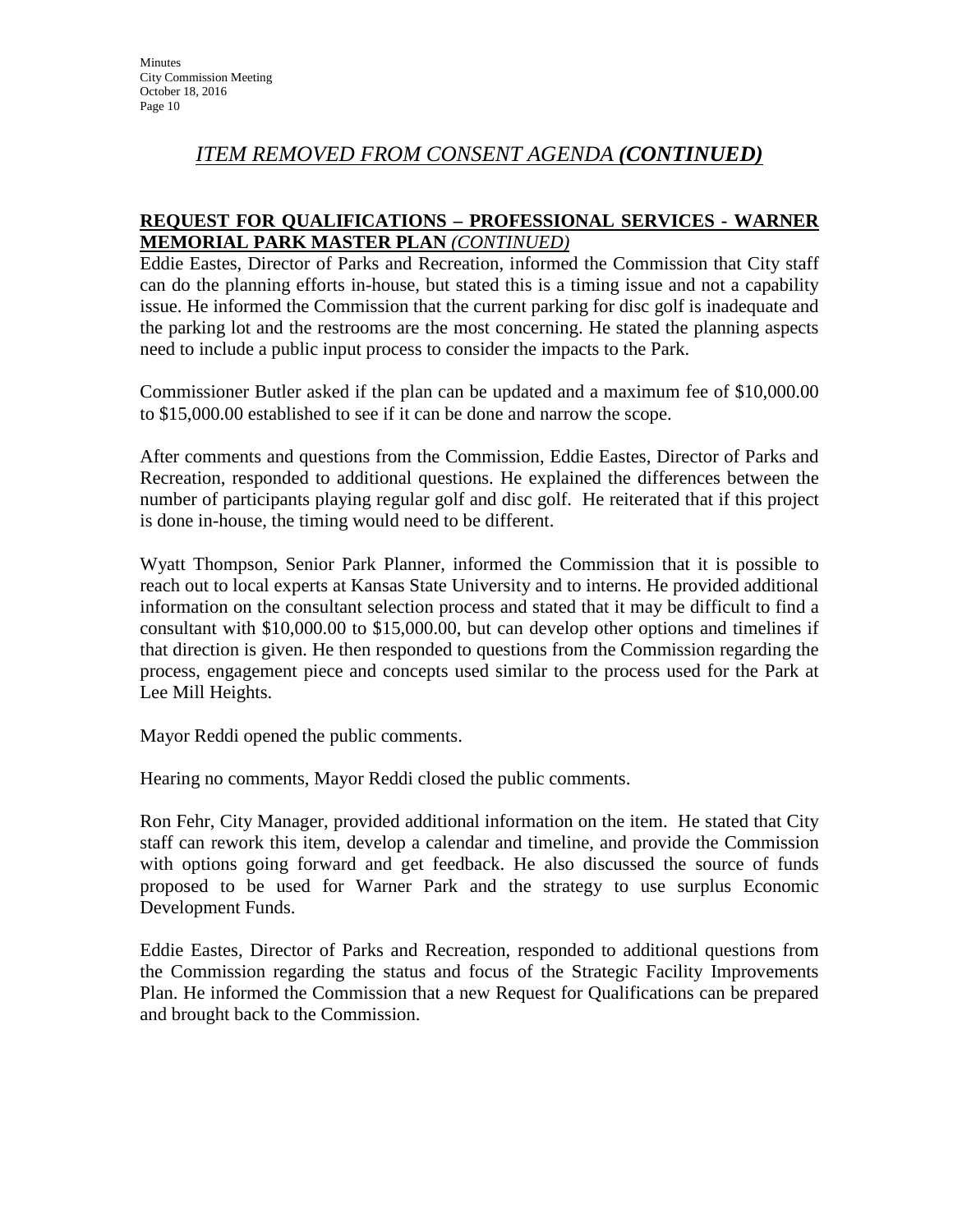## *ITEM REMOVED FROM CONSENT AGENDA* ***(CONTINUED)***

### REQUEST FOR QUALIFICATIONS – PROFESSIONAL SERVICES - WARNER MEMORIAL PARK MASTER PLAN *(CONTINUED)*

Eddie Eastes, Director of Parks and Recreation, informed the Commission that City staff can do the planning efforts in-house, but stated this is a timing issue and not a capability issue. He informed the Commission that the current parking for disc golf is inadequate and the parking lot and the restrooms are the most concerning. He stated the planning aspects need to include a public input process to consider the impacts to the Park.

Commissioner Butler asked if the plan can be updated and a maximum fee of $10,000.00 to $15,000.00 established to see if it can be done and narrow the scope.

After comments and questions from the Commission, Eddie Eastes, Director of Parks and Recreation, responded to additional questions. He explained the differences between the number of participants playing regular golf and disc golf. He reiterated that if this project is done in-house, the timing would need to be different.

Wyatt Thompson, Senior Park Planner, informed the Commission that it is possible to reach out to local experts at Kansas State University and to interns. He provided additional information on the consultant selection process and stated that it may be difficult to find a consultant with $10,000.00 to $15,000.00, but can develop other options and timelines if that direction is given. He then responded to questions from the Commission regarding the process, engagement piece and concepts used similar to the process used for the Park at Lee Mill Heights.

Mayor Reddi opened the public comments.

Hearing no comments, Mayor Reddi closed the public comments.

Ron Fehr, City Manager, provided additional information on the item. He stated that City staff can rework this item, develop a calendar and timeline, and provide the Commission with options going forward and get feedback. He also discussed the source of funds proposed to be used for Warner Park and the strategy to use surplus Economic Development Funds.

Eddie Eastes, Director of Parks and Recreation, responded to additional questions from the Commission regarding the status and focus of the Strategic Facility Improvements Plan. He informed the Commission that a new Request for Qualifications can be prepared and brought back to the Commission.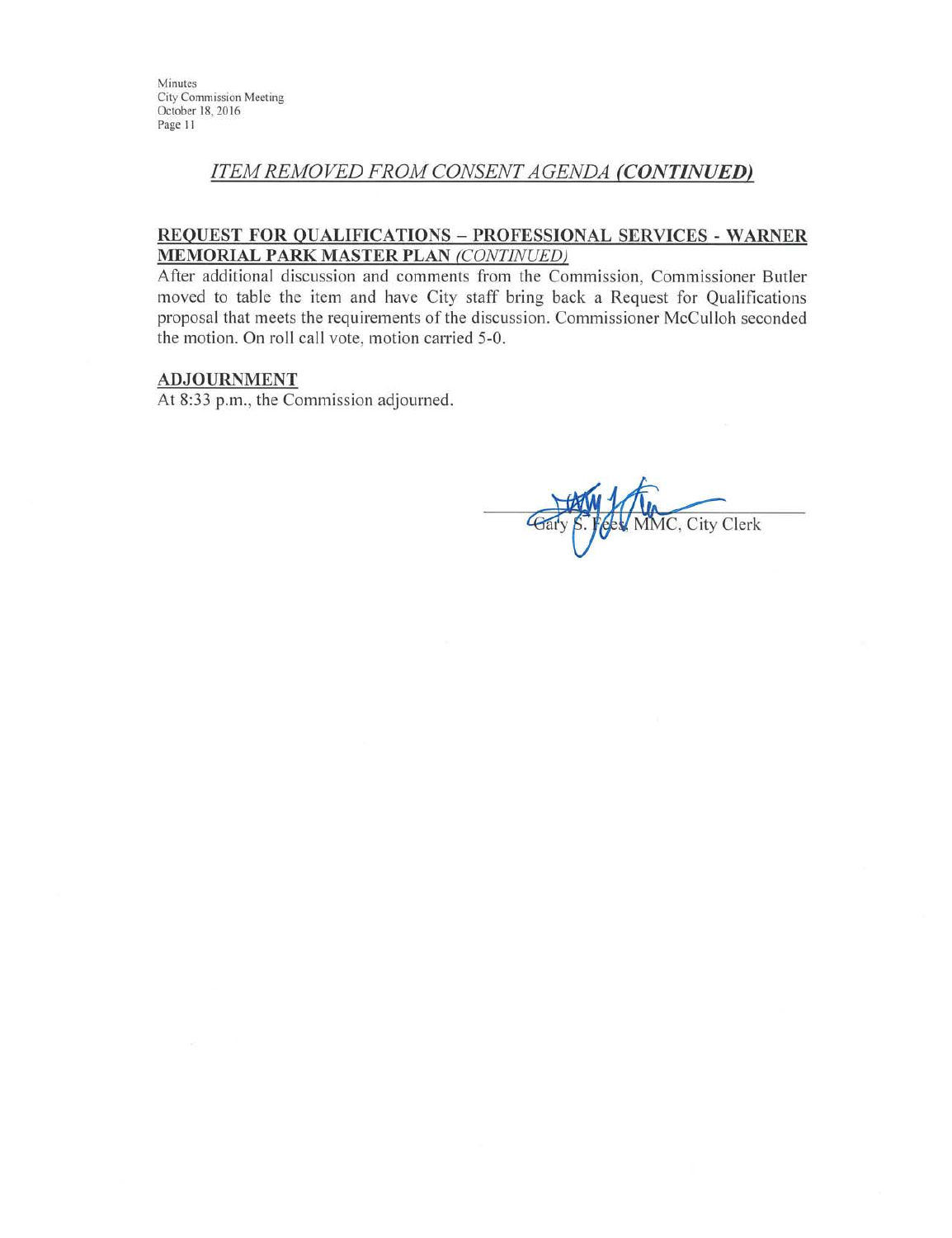## *ITEM REMOVED FROM CONSENT AGENDA* ***(CONTINUED)***

### REQUEST FOR QUALIFICATIONS – PROFESSIONAL SERVICES - WARNER MEMORIAL PARK MASTER PLAN *(CONTINUED)*

After additional discussion and comments from the Commission, Commissioner Butler moved to table the item and have City staff bring back a Request for Qualifications proposal that meets the requirements of the discussion. Commissioner McCulloh seconded the motion. On roll call vote, motion carried 5-0.

### ADJOURNMENT

At 8:33 p.m., the Commission adjourned.

Gary S. Fees, MMC, City Clerk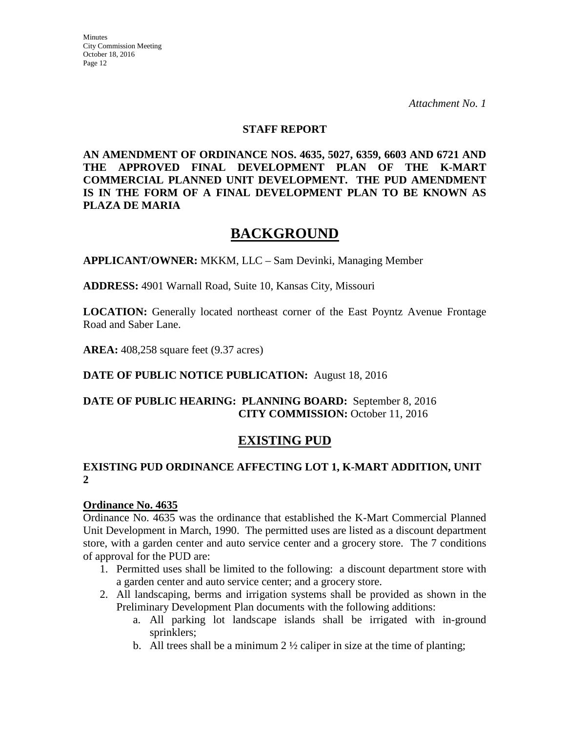*Attachment No. 1*

**STAFF REPORT**

**AN AMENDMENT OF ORDINANCE NOS. 4635, 5027, 6359, 6603 AND 6721 AND THE APPROVED FINAL DEVELOPMENT PLAN OF THE K-MART COMMERCIAL PLANNED UNIT DEVELOPMENT. THE PUD AMENDMENT IS IN THE FORM OF A FINAL DEVELOPMENT PLAN TO BE KNOWN AS PLAZA DE MARIA**

# BACKGROUND

**APPLICANT/OWNER:** MKKM, LLC – Sam Devinki, Managing Member

**ADDRESS:** 4901 Warnall Road, Suite 10, Kansas City, Missouri

**LOCATION:** Generally located northeast corner of the East Poyntz Avenue Frontage Road and Saber Lane.

**AREA:** 408,258 square feet (9.37 acres)

**DATE OF PUBLIC NOTICE PUBLICATION:** August 18, 2016

**DATE OF PUBLIC HEARING: PLANNING BOARD:** September 8, 2016
**CITY COMMISSION:** October 11, 2016

# EXISTING PUD

### EXISTING PUD ORDINANCE AFFECTING LOT 1, K-MART ADDITION, UNIT 2

**Ordinance No. 4635**

Ordinance No. 4635 was the ordinance that established the K-Mart Commercial Planned Unit Development in March, 1990. The permitted uses are listed as a discount department store, with a garden center and auto service center and a grocery store. The 7 conditions of approval for the PUD are:

1. Permitted uses shall be limited to the following: a discount department store with a garden center and auto service center; and a grocery store.
2. All landscaping, berms and irrigation systems shall be provided as shown in the Preliminary Development Plan documents with the following additions:
   a. All parking lot landscape islands shall be irrigated with in-ground sprinklers;
   b. All trees shall be a minimum 2 ½ caliper in size at the time of planting;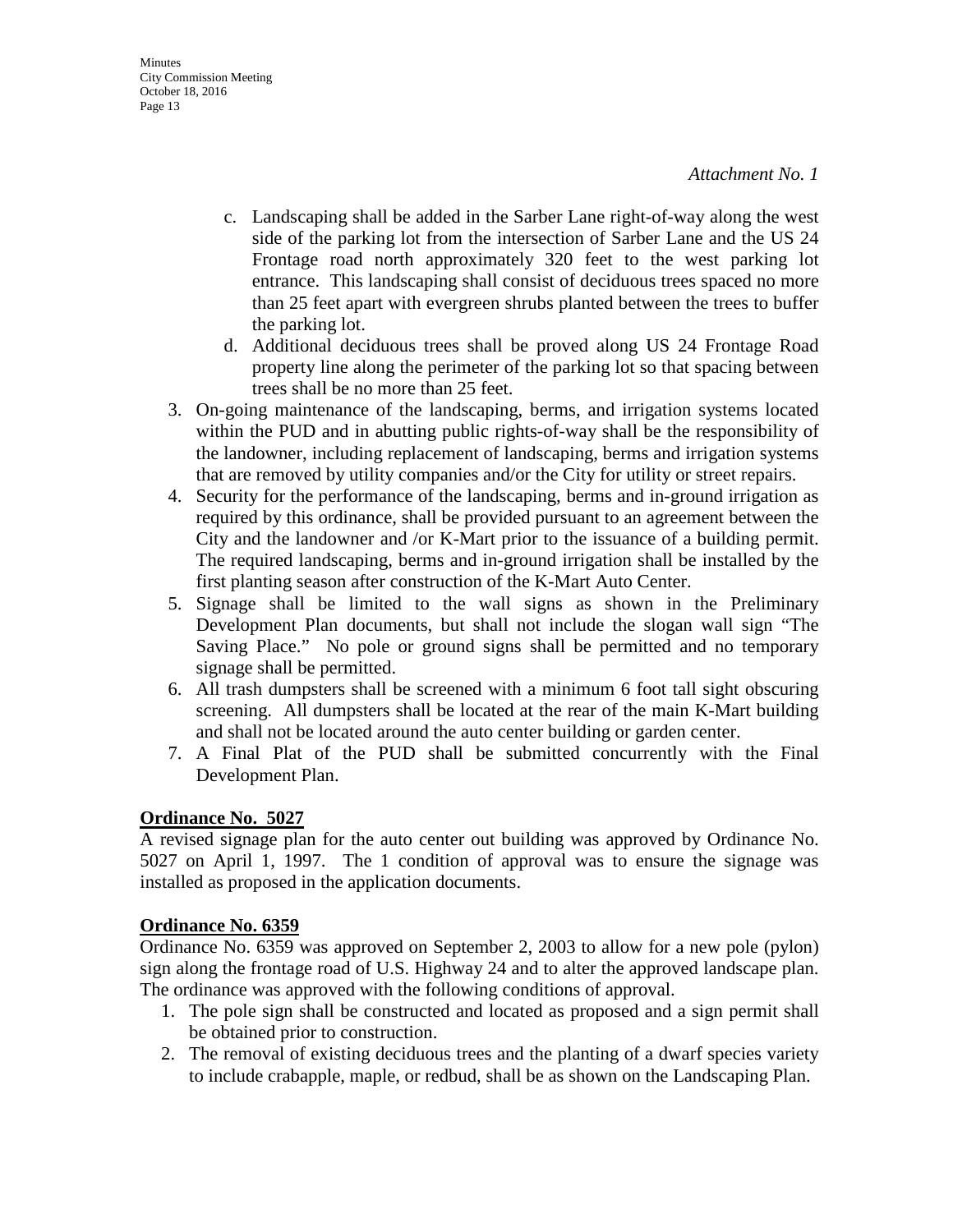*Attachment No. 1*

   c. Landscaping shall be added in the Sarber Lane right-of-way along the west side of the parking lot from the intersection of Sarber Lane and the US 24 Frontage road north approximately 320 feet to the west parking lot entrance. This landscaping shall consist of deciduous trees spaced no more than 25 feet apart with evergreen shrubs planted between the trees to buffer the parking lot.
   d. Additional deciduous trees shall be proved along US 24 Frontage Road property line along the perimeter of the parking lot so that spacing between trees shall be no more than 25 feet.
3. On-going maintenance of the landscaping, berms, and irrigation systems located within the PUD and in abutting public rights-of-way shall be the responsibility of the landowner, including replacement of landscaping, berms and irrigation systems that are removed by utility companies and/or the City for utility or street repairs.
4. Security for the performance of the landscaping, berms and in-ground irrigation as required by this ordinance, shall be provided pursuant to an agreement between the City and the landowner and /or K-Mart prior to the issuance of a building permit. The required landscaping, berms and in-ground irrigation shall be installed by the first planting season after construction of the K-Mart Auto Center.
5. Signage shall be limited to the wall signs as shown in the Preliminary Development Plan documents, but shall not include the slogan wall sign "The Saving Place." No pole or ground signs shall be permitted and no temporary signage shall be permitted.
6. All trash dumpsters shall be screened with a minimum 6 foot tall sight obscuring screening. All dumpsters shall be located at the rear of the main K-Mart building and shall not be located around the auto center building or garden center.
7. A Final Plat of the PUD shall be submitted concurrently with the Final Development Plan.

**Ordinance No. 5027**

A revised signage plan for the auto center out building was approved by Ordinance No. 5027 on April 1, 1997. The 1 condition of approval was to ensure the signage was installed as proposed in the application documents.

**Ordinance No. 6359**

Ordinance No. 6359 was approved on September 2, 2003 to allow for a new pole (pylon) sign along the frontage road of U.S. Highway 24 and to alter the approved landscape plan. The ordinance was approved with the following conditions of approval.

1. The pole sign shall be constructed and located as proposed and a sign permit shall be obtained prior to construction.
2. The removal of existing deciduous trees and the planting of a dwarf species variety to include crabapple, maple, or redbud, shall be as shown on the Landscaping Plan.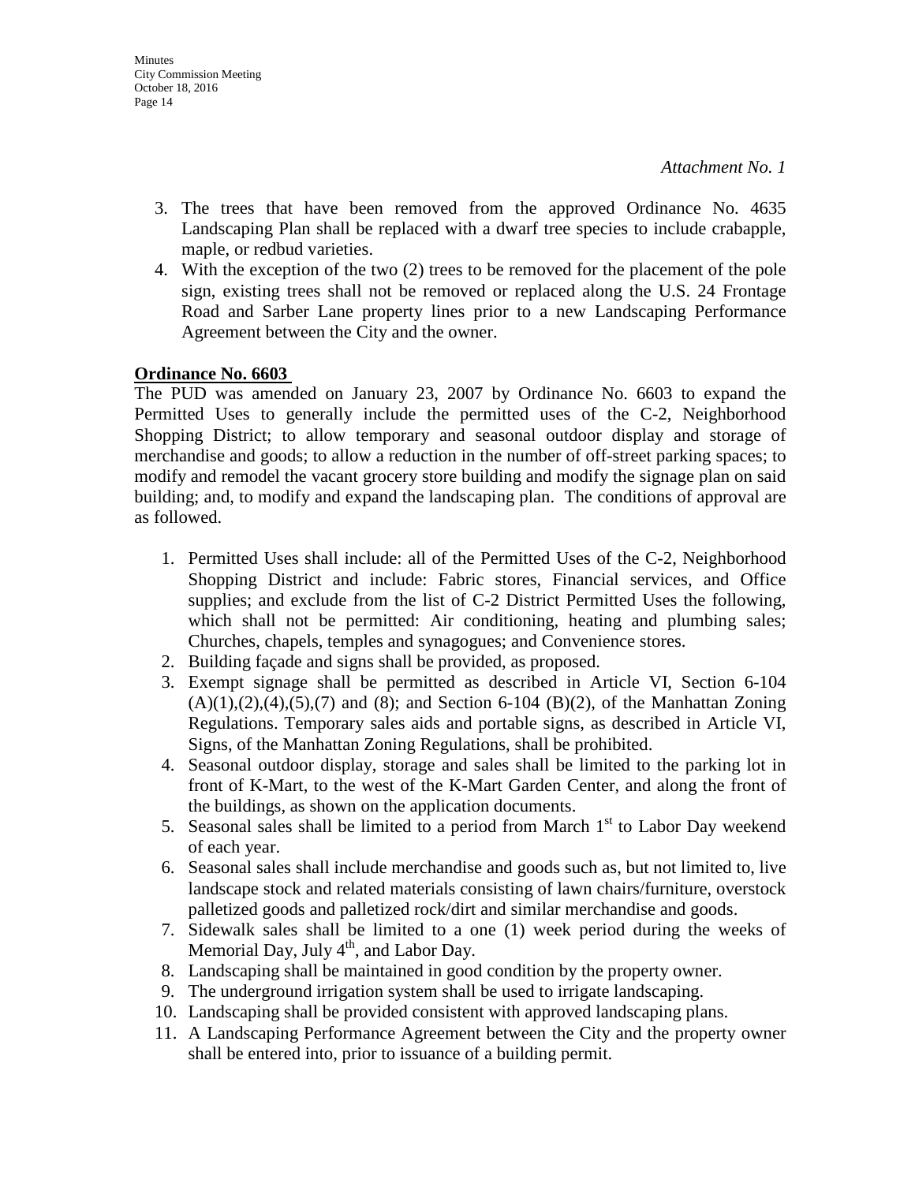*Attachment No. 1*

3. The trees that have been removed from the approved Ordinance No. 4635 Landscaping Plan shall be replaced with a dwarf tree species to include crabapple, maple, or redbud varieties.
4. With the exception of the two (2) trees to be removed for the placement of the pole sign, existing trees shall not be removed or replaced along the U.S. 24 Frontage Road and Sarber Lane property lines prior to a new Landscaping Performance Agreement between the City and the owner.

**Ordinance No. 6603**

The PUD was amended on January 23, 2007 by Ordinance No. 6603 to expand the Permitted Uses to generally include the permitted uses of the C-2, Neighborhood Shopping District; to allow temporary and seasonal outdoor display and storage of merchandise and goods; to allow a reduction in the number of off-street parking spaces; to modify and remodel the vacant grocery store building and modify the signage plan on said building; and, to modify and expand the landscaping plan. The conditions of approval are as followed.

1. Permitted Uses shall include: all of the Permitted Uses of the C-2, Neighborhood Shopping District and include: Fabric stores, Financial services, and Office supplies; and exclude from the list of C-2 District Permitted Uses the following, which shall not be permitted: Air conditioning, heating and plumbing sales; Churches, chapels, temples and synagogues; and Convenience stores.
2. Building façade and signs shall be provided, as proposed.
3. Exempt signage shall be permitted as described in Article VI, Section 6-104 (A)(1),(2),(4),(5),(7) and (8); and Section 6-104 (B)(2), of the Manhattan Zoning Regulations. Temporary sales aids and portable signs, as described in Article VI, Signs, of the Manhattan Zoning Regulations, shall be prohibited.
4. Seasonal outdoor display, storage and sales shall be limited to the parking lot in front of K-Mart, to the west of the K-Mart Garden Center, and along the front of the buildings, as shown on the application documents.
5. Seasonal sales shall be limited to a period from March 1st to Labor Day weekend of each year.
6. Seasonal sales shall include merchandise and goods such as, but not limited to, live landscape stock and related materials consisting of lawn chairs/furniture, overstock palletized goods and palletized rock/dirt and similar merchandise and goods.
7. Sidewalk sales shall be limited to a one (1) week period during the weeks of Memorial Day, July 4th, and Labor Day.
8. Landscaping shall be maintained in good condition by the property owner.
9. The underground irrigation system shall be used to irrigate landscaping.
10. Landscaping shall be provided consistent with approved landscaping plans.
11. A Landscaping Performance Agreement between the City and the property owner shall be entered into, prior to issuance of a building permit.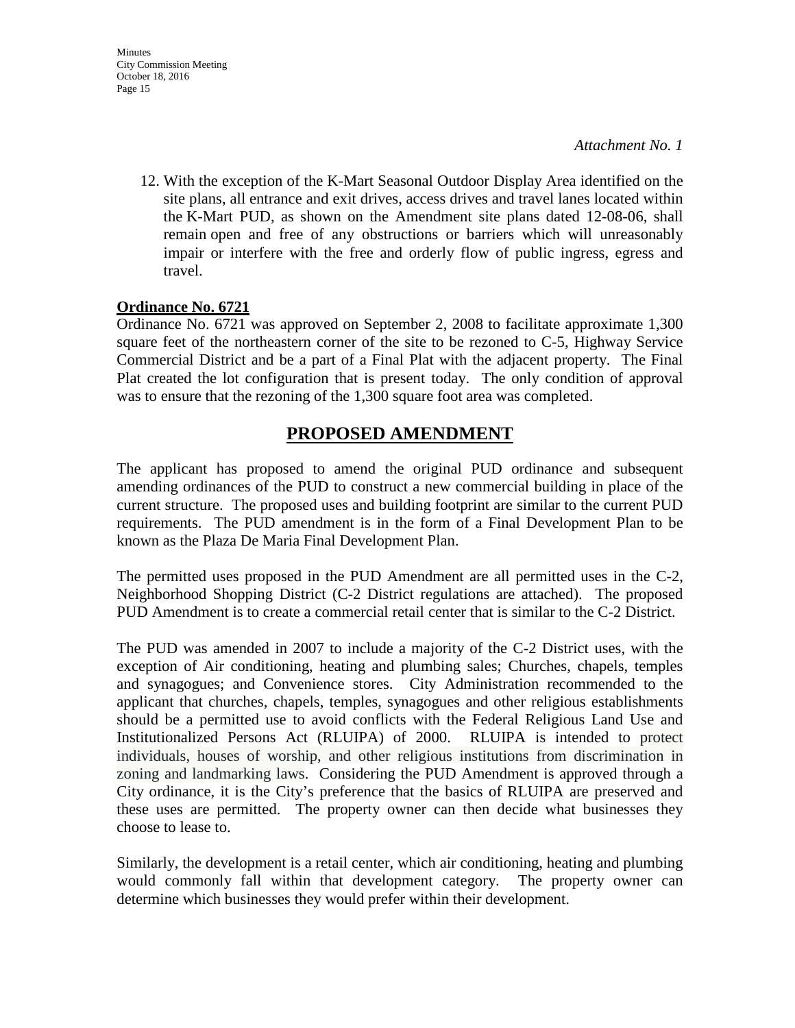*Attachment No. 1*

12. With the exception of the K-Mart Seasonal Outdoor Display Area identified on the site plans, all entrance and exit drives, access drives and travel lanes located within the K-Mart PUD, as shown on the Amendment site plans dated 12-08-06, shall remain open and free of any obstructions or barriers which will unreasonably impair or interfere with the free and orderly flow of public ingress, egress and travel.

**Ordinance No. 6721**

Ordinance No. 6721 was approved on September 2, 2008 to facilitate approximate 1,300 square feet of the northeastern corner of the site to be rezoned to C-5, Highway Service Commercial District and be a part of a Final Plat with the adjacent property. The Final Plat created the lot configuration that is present today. The only condition of approval was to ensure that the rezoning of the 1,300 square foot area was completed.

## PROPOSED AMENDMENT

The applicant has proposed to amend the original PUD ordinance and subsequent amending ordinances of the PUD to construct a new commercial building in place of the current structure. The proposed uses and building footprint are similar to the current PUD requirements. The PUD amendment is in the form of a Final Development Plan to be known as the Plaza De Maria Final Development Plan.

The permitted uses proposed in the PUD Amendment are all permitted uses in the C-2, Neighborhood Shopping District (C-2 District regulations are attached). The proposed PUD Amendment is to create a commercial retail center that is similar to the C-2 District.

The PUD was amended in 2007 to include a majority of the C-2 District uses, with the exception of Air conditioning, heating and plumbing sales; Churches, chapels, temples and synagogues; and Convenience stores. City Administration recommended to the applicant that churches, chapels, temples, synagogues and other religious establishments should be a permitted use to avoid conflicts with the Federal Religious Land Use and Institutionalized Persons Act (RLUIPA) of 2000. RLUIPA is intended to protect individuals, houses of worship, and other religious institutions from discrimination in zoning and landmarking laws. Considering the PUD Amendment is approved through a City ordinance, it is the City's preference that the basics of RLUIPA are preserved and these uses are permitted. The property owner can then decide what businesses they choose to lease to.

Similarly, the development is a retail center, which air conditioning, heating and plumbing would commonly fall within that development category. The property owner can determine which businesses they would prefer within their development.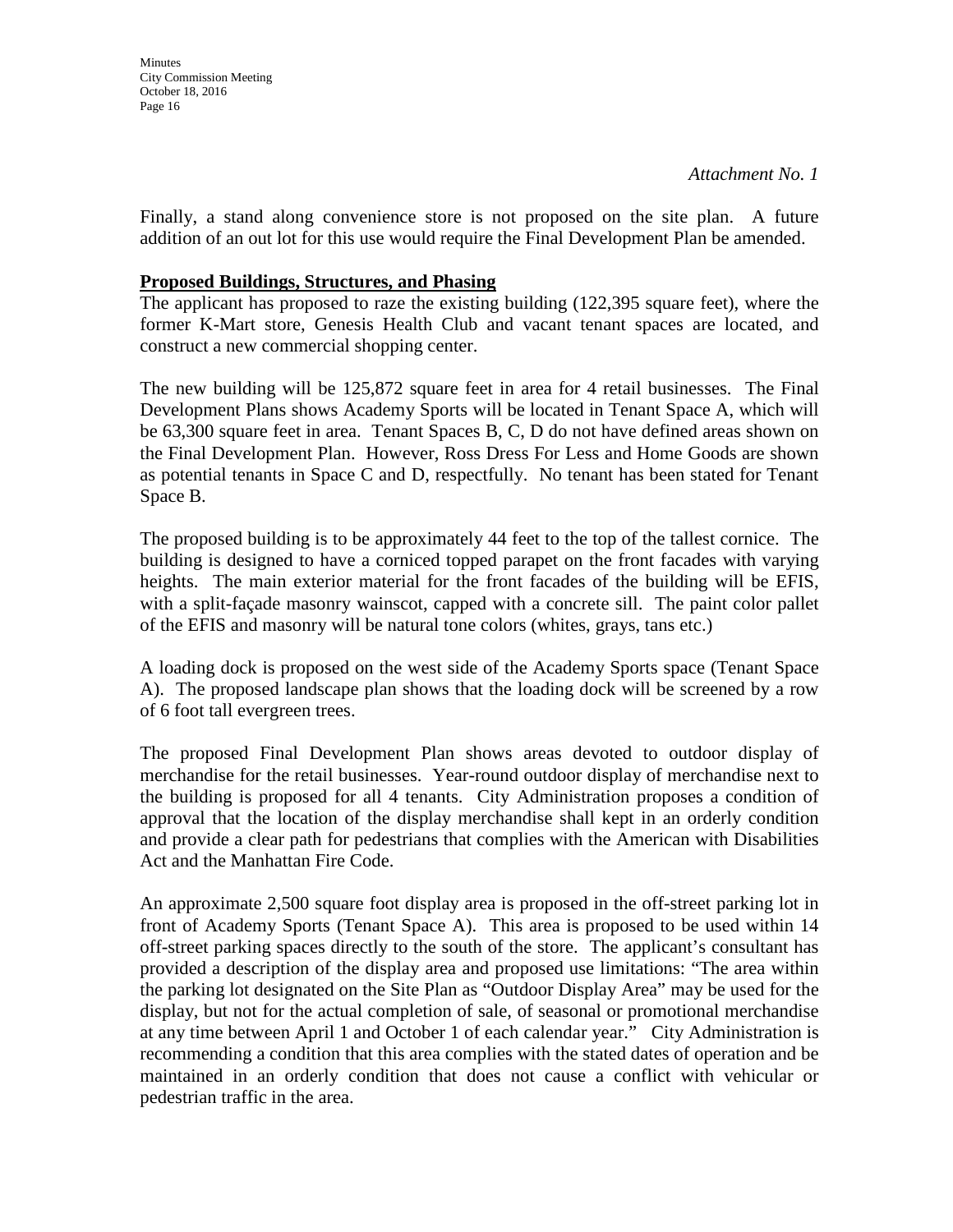*Attachment No. 1*

Finally, a stand along convenience store is not proposed on the site plan. A future addition of an out lot for this use would require the Final Development Plan be amended.

**Proposed Buildings, Structures, and Phasing**

The applicant has proposed to raze the existing building (122,395 square feet), where the former K-Mart store, Genesis Health Club and vacant tenant spaces are located, and construct a new commercial shopping center.

The new building will be 125,872 square feet in area for 4 retail businesses. The Final Development Plans shows Academy Sports will be located in Tenant Space A, which will be 63,300 square feet in area. Tenant Spaces B, C, D do not have defined areas shown on the Final Development Plan. However, Ross Dress For Less and Home Goods are shown as potential tenants in Space C and D, respectfully. No tenant has been stated for Tenant Space B.

The proposed building is to be approximately 44 feet to the top of the tallest cornice. The building is designed to have a corniced topped parapet on the front facades with varying heights. The main exterior material for the front facades of the building will be EFIS, with a split-façade masonry wainscot, capped with a concrete sill. The paint color pallet of the EFIS and masonry will be natural tone colors (whites, grays, tans etc.)

A loading dock is proposed on the west side of the Academy Sports space (Tenant Space A). The proposed landscape plan shows that the loading dock will be screened by a row of 6 foot tall evergreen trees.

The proposed Final Development Plan shows areas devoted to outdoor display of merchandise for the retail businesses. Year-round outdoor display of merchandise next to the building is proposed for all 4 tenants. City Administration proposes a condition of approval that the location of the display merchandise shall kept in an orderly condition and provide a clear path for pedestrians that complies with the American with Disabilities Act and the Manhattan Fire Code.

An approximate 2,500 square foot display area is proposed in the off-street parking lot in front of Academy Sports (Tenant Space A). This area is proposed to be used within 14 off-street parking spaces directly to the south of the store. The applicant's consultant has provided a description of the display area and proposed use limitations: "The area within the parking lot designated on the Site Plan as "Outdoor Display Area" may be used for the display, but not for the actual completion of sale, of seasonal or promotional merchandise at any time between April 1 and October 1 of each calendar year." City Administration is recommending a condition that this area complies with the stated dates of operation and be maintained in an orderly condition that does not cause a conflict with vehicular or pedestrian traffic in the area.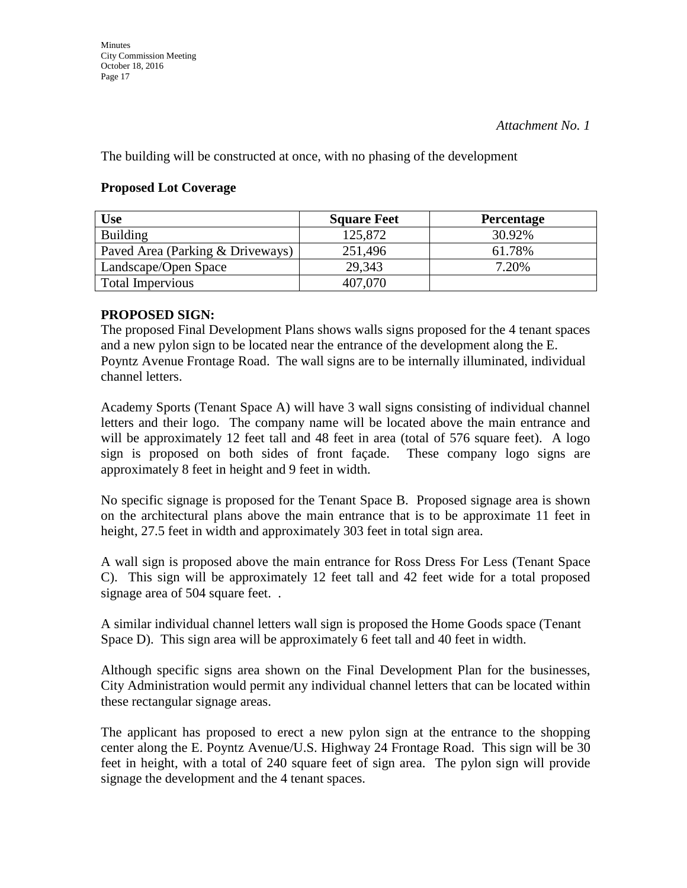*Attachment No. 1*

The building will be constructed at once, with no phasing of the development

**Proposed Lot Coverage**

| Use | Square Feet | Percentage |
|---|---|---|
| Building | 125,872 | 30.92% |
| Paved Area (Parking & Driveways) | 251,496 | 61.78% |
| Landscape/Open Space | 29,343 | 7.20% |
| Total Impervious | 407,070 | |

**PROPOSED SIGN:**

The proposed Final Development Plans shows walls signs proposed for the 4 tenant spaces and a new pylon sign to be located near the entrance of the development along the E. Poyntz Avenue Frontage Road. The wall signs are to be internally illuminated, individual channel letters.

Academy Sports (Tenant Space A) will have 3 wall signs consisting of individual channel letters and their logo. The company name will be located above the main entrance and will be approximately 12 feet tall and 48 feet in area (total of 576 square feet). A logo sign is proposed on both sides of front façade. These company logo signs are approximately 8 feet in height and 9 feet in width.

No specific signage is proposed for the Tenant Space B. Proposed signage area is shown on the architectural plans above the main entrance that is to be approximate 11 feet in height, 27.5 feet in width and approximately 303 feet in total sign area.

A wall sign is proposed above the main entrance for Ross Dress For Less (Tenant Space C). This sign will be approximately 12 feet tall and 42 feet wide for a total proposed signage area of 504 square feet. .

A similar individual channel letters wall sign is proposed the Home Goods space (Tenant Space D). This sign area will be approximately 6 feet tall and 40 feet in width.

Although specific signs area shown on the Final Development Plan for the businesses, City Administration would permit any individual channel letters that can be located within these rectangular signage areas.

The applicant has proposed to erect a new pylon sign at the entrance to the shopping center along the E. Poyntz Avenue/U.S. Highway 24 Frontage Road. This sign will be 30 feet in height, with a total of 240 square feet of sign area. The pylon sign will provide signage the development and the 4 tenant spaces.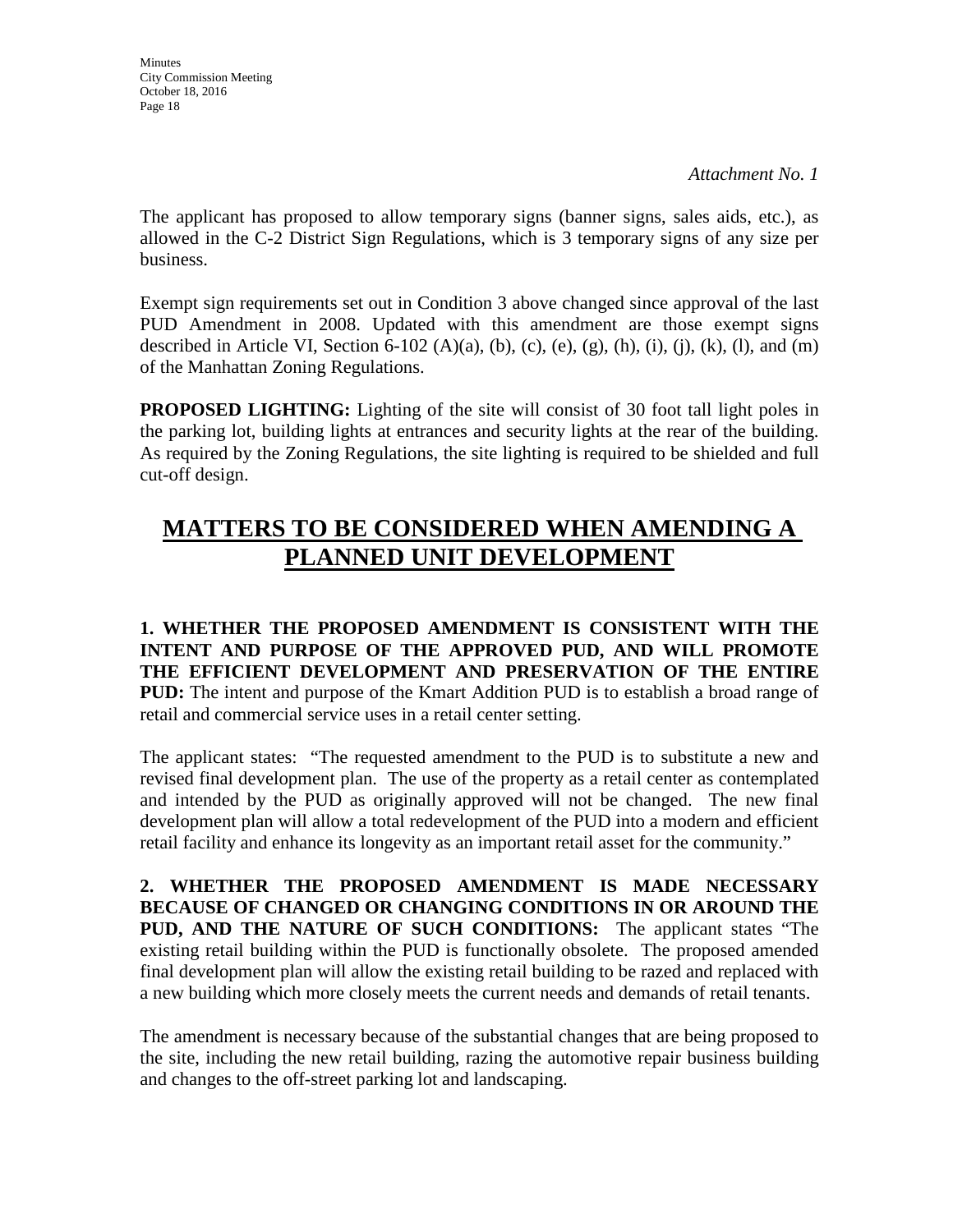*Attachment No. 1*

The applicant has proposed to allow temporary signs (banner signs, sales aids, etc.), as allowed in the C-2 District Sign Regulations, which is 3 temporary signs of any size per business.

Exempt sign requirements set out in Condition 3 above changed since approval of the last PUD Amendment in 2008. Updated with this amendment are those exempt signs described in Article VI, Section 6-102 (A)(a), (b), (c), (e), (g), (h), (i), (j), (k), (l), and (m) of the Manhattan Zoning Regulations.

**PROPOSED LIGHTING:** Lighting of the site will consist of 30 foot tall light poles in the parking lot, building lights at entrances and security lights at the rear of the building. As required by the Zoning Regulations, the site lighting is required to be shielded and full cut-off design.

# MATTERS TO BE CONSIDERED WHEN AMENDING A PLANNED UNIT DEVELOPMENT

**1. WHETHER THE PROPOSED AMENDMENT IS CONSISTENT WITH THE INTENT AND PURPOSE OF THE APPROVED PUD, AND WILL PROMOTE THE EFFICIENT DEVELOPMENT AND PRESERVATION OF THE ENTIRE PUD:** The intent and purpose of the Kmart Addition PUD is to establish a broad range of retail and commercial service uses in a retail center setting.

The applicant states: "The requested amendment to the PUD is to substitute a new and revised final development plan. The use of the property as a retail center as contemplated and intended by the PUD as originally approved will not be changed. The new final development plan will allow a total redevelopment of the PUD into a modern and efficient retail facility and enhance its longevity as an important retail asset for the community."

**2. WHETHER THE PROPOSED AMENDMENT IS MADE NECESSARY BECAUSE OF CHANGED OR CHANGING CONDITIONS IN OR AROUND THE PUD, AND THE NATURE OF SUCH CONDITIONS:** The applicant states "The existing retail building within the PUD is functionally obsolete. The proposed amended final development plan will allow the existing retail building to be razed and replaced with a new building which more closely meets the current needs and demands of retail tenants.

The amendment is necessary because of the substantial changes that are being proposed to the site, including the new retail building, razing the automotive repair business building and changes to the off-street parking lot and landscaping.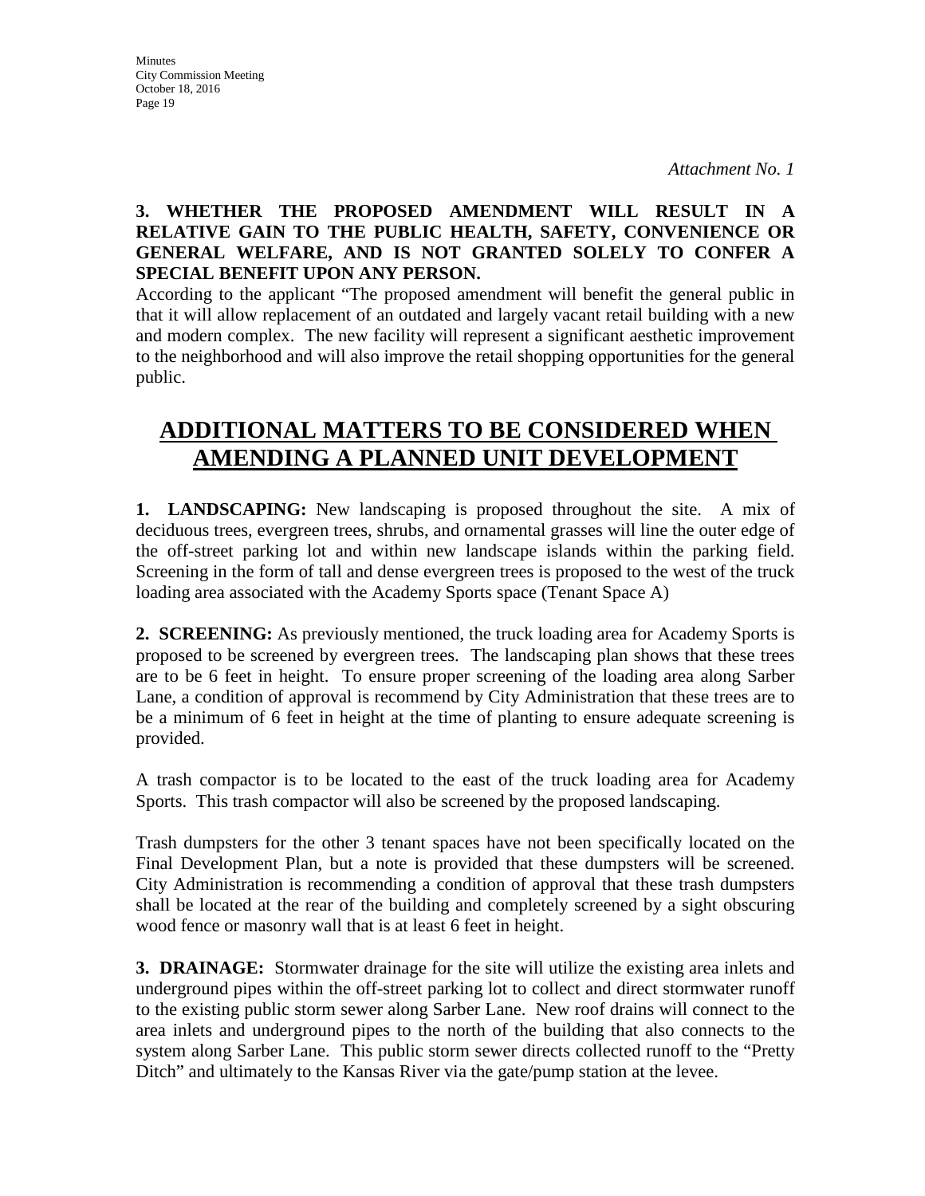*Attachment No. 1*

**3. WHETHER THE PROPOSED AMENDMENT WILL RESULT IN A RELATIVE GAIN TO THE PUBLIC HEALTH, SAFETY, CONVENIENCE OR GENERAL WELFARE, AND IS NOT GRANTED SOLELY TO CONFER A SPECIAL BENEFIT UPON ANY PERSON.**

According to the applicant "The proposed amendment will benefit the general public in that it will allow replacement of an outdated and largely vacant retail building with a new and modern complex. The new facility will represent a significant aesthetic improvement to the neighborhood and will also improve the retail shopping opportunities for the general public.

## ADDITIONAL MATTERS TO BE CONSIDERED WHEN AMENDING A PLANNED UNIT DEVELOPMENT

**1. LANDSCAPING:** New landscaping is proposed throughout the site. A mix of deciduous trees, evergreen trees, shrubs, and ornamental grasses will line the outer edge of the off-street parking lot and within new landscape islands within the parking field. Screening in the form of tall and dense evergreen trees is proposed to the west of the truck loading area associated with the Academy Sports space (Tenant Space A)

**2. SCREENING:** As previously mentioned, the truck loading area for Academy Sports is proposed to be screened by evergreen trees. The landscaping plan shows that these trees are to be 6 feet in height. To ensure proper screening of the loading area along Sarber Lane, a condition of approval is recommend by City Administration that these trees are to be a minimum of 6 feet in height at the time of planting to ensure adequate screening is provided.

A trash compactor is to be located to the east of the truck loading area for Academy Sports. This trash compactor will also be screened by the proposed landscaping.

Trash dumpsters for the other 3 tenant spaces have not been specifically located on the Final Development Plan, but a note is provided that these dumpsters will be screened. City Administration is recommending a condition of approval that these trash dumpsters shall be located at the rear of the building and completely screened by a sight obscuring wood fence or masonry wall that is at least 6 feet in height.

**3. DRAINAGE:** Stormwater drainage for the site will utilize the existing area inlets and underground pipes within the off-street parking lot to collect and direct stormwater runoff to the existing public storm sewer along Sarber Lane. New roof drains will connect to the area inlets and underground pipes to the north of the building that also connects to the system along Sarber Lane. This public storm sewer directs collected runoff to the "Pretty Ditch" and ultimately to the Kansas River via the gate/pump station at the levee.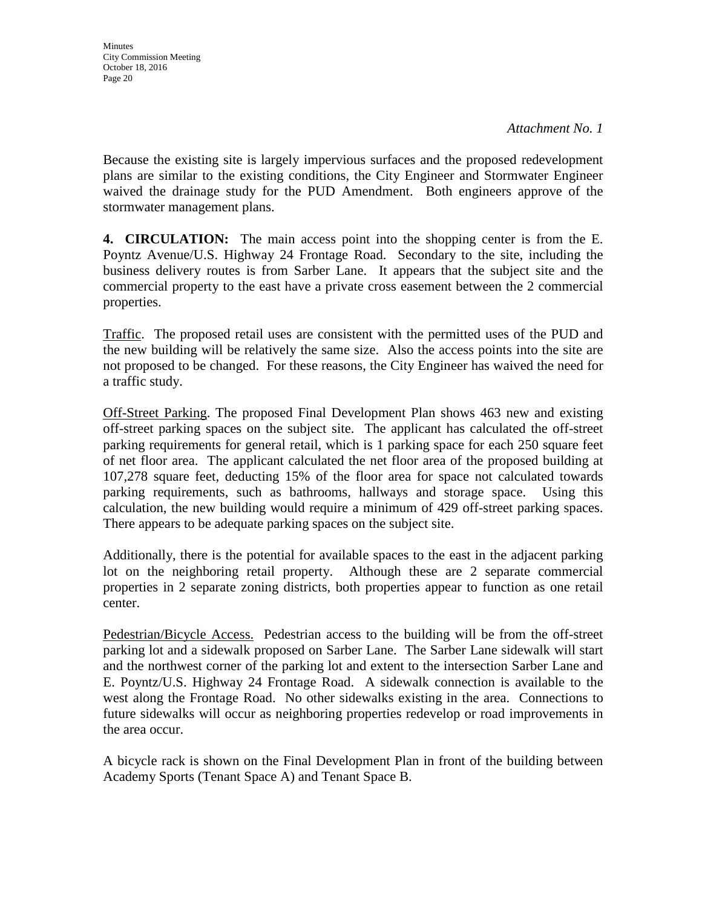*Attachment No. 1*

Because the existing site is largely impervious surfaces and the proposed redevelopment plans are similar to the existing conditions, the City Engineer and Stormwater Engineer waived the drainage study for the PUD Amendment. Both engineers approve of the stormwater management plans.

**4. CIRCULATION:** The main access point into the shopping center is from the E. Poyntz Avenue/U.S. Highway 24 Frontage Road. Secondary to the site, including the business delivery routes is from Sarber Lane. It appears that the subject site and the commercial property to the east have a private cross easement between the 2 commercial properties.

Traffic. The proposed retail uses are consistent with the permitted uses of the PUD and the new building will be relatively the same size. Also the access points into the site are not proposed to be changed. For these reasons, the City Engineer has waived the need for a traffic study.

Off-Street Parking. The proposed Final Development Plan shows 463 new and existing off-street parking spaces on the subject site. The applicant has calculated the off-street parking requirements for general retail, which is 1 parking space for each 250 square feet of net floor area. The applicant calculated the net floor area of the proposed building at 107,278 square feet, deducting 15% of the floor area for space not calculated towards parking requirements, such as bathrooms, hallways and storage space. Using this calculation, the new building would require a minimum of 429 off-street parking spaces. There appears to be adequate parking spaces on the subject site.

Additionally, there is the potential for available spaces to the east in the adjacent parking lot on the neighboring retail property. Although these are 2 separate commercial properties in 2 separate zoning districts, both properties appear to function as one retail center.

Pedestrian/Bicycle Access. Pedestrian access to the building will be from the off-street parking lot and a sidewalk proposed on Sarber Lane. The Sarber Lane sidewalk will start and the northwest corner of the parking lot and extent to the intersection Sarber Lane and E. Poyntz/U.S. Highway 24 Frontage Road. A sidewalk connection is available to the west along the Frontage Road. No other sidewalks existing in the area. Connections to future sidewalks will occur as neighboring properties redevelop or road improvements in the area occur.

A bicycle rack is shown on the Final Development Plan in front of the building between Academy Sports (Tenant Space A) and Tenant Space B.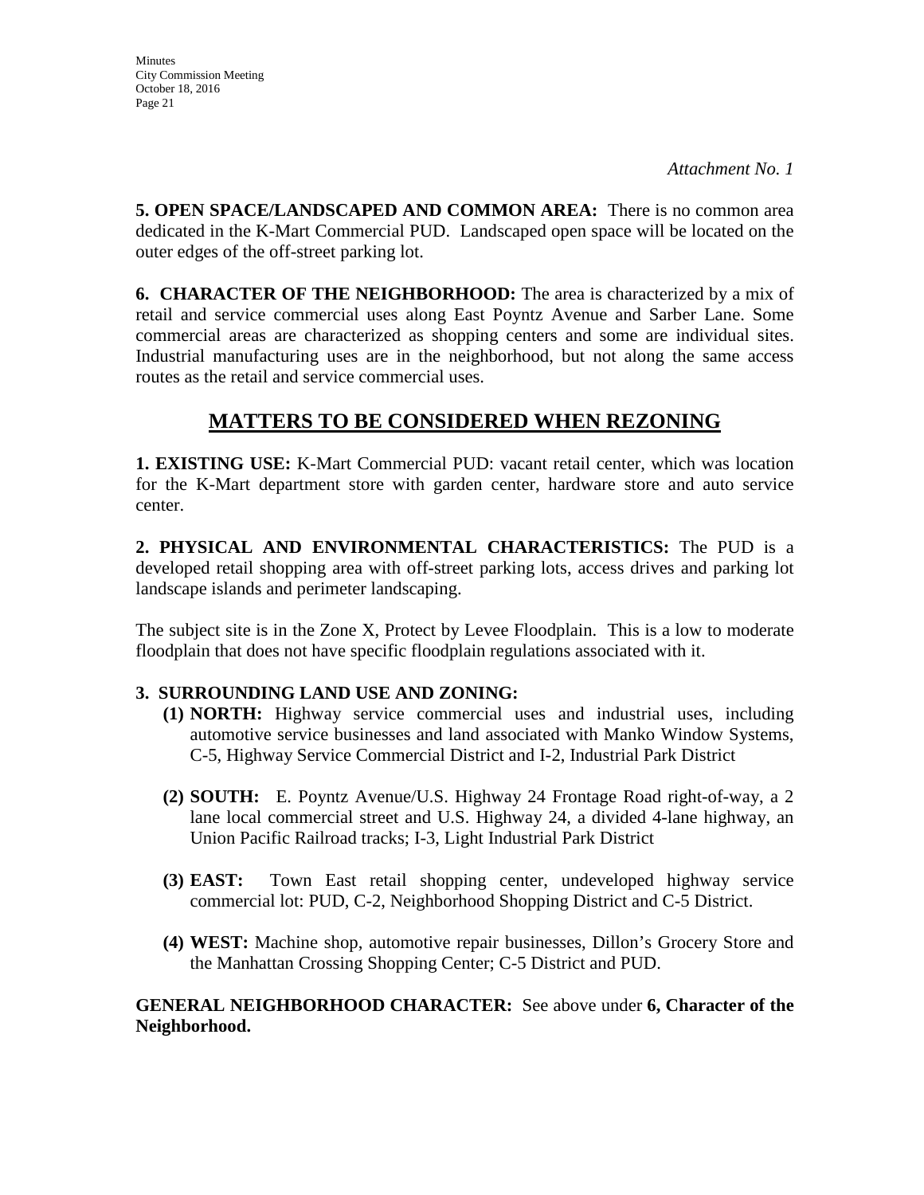*Attachment No. 1*

**5. OPEN SPACE/LANDSCAPED AND COMMON AREA:** There is no common area dedicated in the K-Mart Commercial PUD. Landscaped open space will be located on the outer edges of the off-street parking lot.

**6. CHARACTER OF THE NEIGHBORHOOD:** The area is characterized by a mix of retail and service commercial uses along East Poyntz Avenue and Sarber Lane. Some commercial areas are characterized as shopping centers and some are individual sites. Industrial manufacturing uses are in the neighborhood, but not along the same access routes as the retail and service commercial uses.

## MATTERS TO BE CONSIDERED WHEN REZONING

**1. EXISTING USE:** K-Mart Commercial PUD: vacant retail center, which was location for the K-Mart department store with garden center, hardware store and auto service center.

**2. PHYSICAL AND ENVIRONMENTAL CHARACTERISTICS:** The PUD is a developed retail shopping area with off-street parking lots, access drives and parking lot landscape islands and perimeter landscaping.

The subject site is in the Zone X, Protect by Levee Floodplain. This is a low to moderate floodplain that does not have specific floodplain regulations associated with it.

**3. SURROUNDING LAND USE AND ZONING:**

**(1) NORTH:** Highway service commercial uses and industrial uses, including automotive service businesses and land associated with Manko Window Systems, C-5, Highway Service Commercial District and I-2, Industrial Park District

**(2) SOUTH:** E. Poyntz Avenue/U.S. Highway 24 Frontage Road right-of-way, a 2 lane local commercial street and U.S. Highway 24, a divided 4-lane highway, an Union Pacific Railroad tracks; I-3, Light Industrial Park District

**(3) EAST:** Town East retail shopping center, undeveloped highway service commercial lot: PUD, C-2, Neighborhood Shopping District and C-5 District.

**(4) WEST:** Machine shop, automotive repair businesses, Dillon's Grocery Store and the Manhattan Crossing Shopping Center; C-5 District and PUD.

**GENERAL NEIGHBORHOOD CHARACTER:** See above under **6, Character of the Neighborhood.**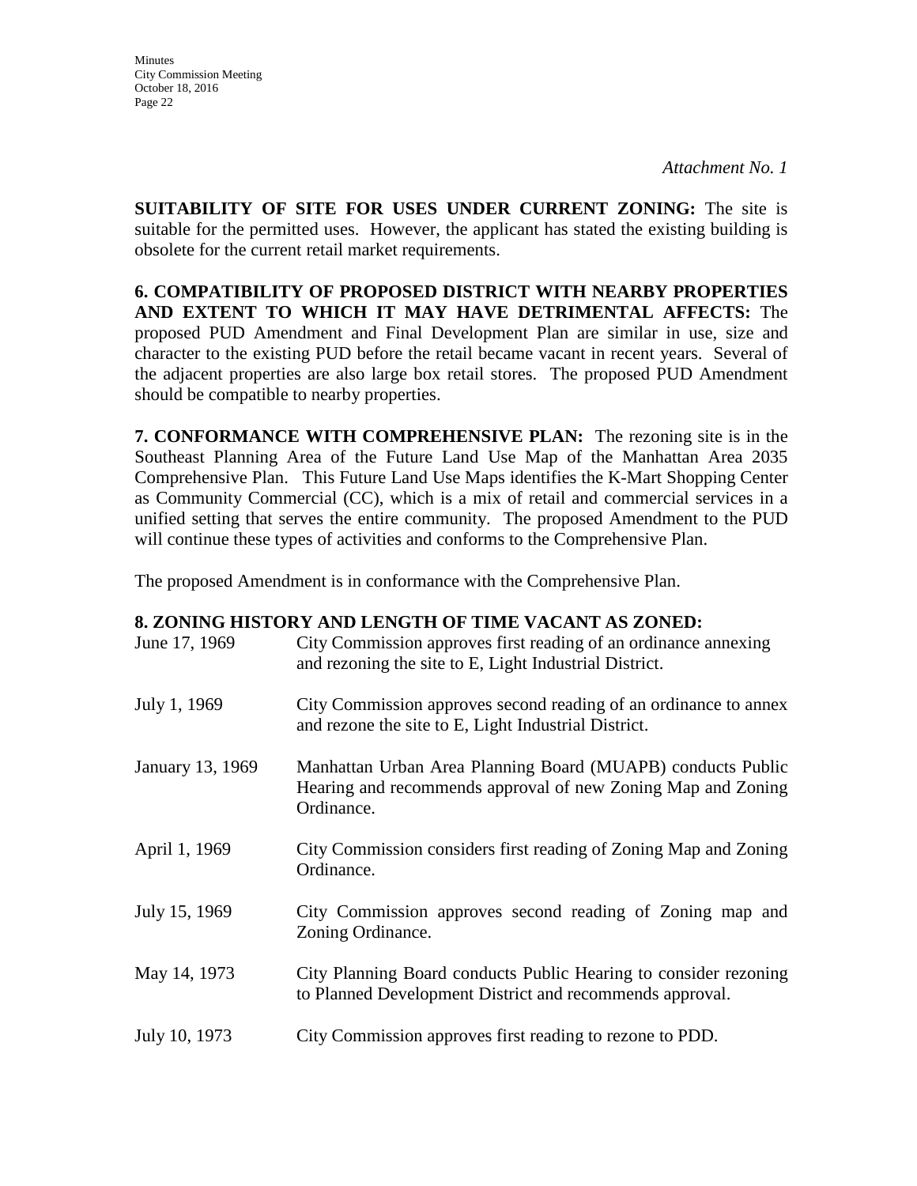*Attachment No. 1*

**SUITABILITY OF SITE FOR USES UNDER CURRENT ZONING:** The site is suitable for the permitted uses. However, the applicant has stated the existing building is obsolete for the current retail market requirements.

**6. COMPATIBILITY OF PROPOSED DISTRICT WITH NEARBY PROPERTIES AND EXTENT TO WHICH IT MAY HAVE DETRIMENTAL AFFECTS:** The proposed PUD Amendment and Final Development Plan are similar in use, size and character to the existing PUD before the retail became vacant in recent years. Several of the adjacent properties are also large box retail stores. The proposed PUD Amendment should be compatible to nearby properties.

**7. CONFORMANCE WITH COMPREHENSIVE PLAN:** The rezoning site is in the Southeast Planning Area of the Future Land Use Map of the Manhattan Area 2035 Comprehensive Plan. This Future Land Use Maps identifies the K-Mart Shopping Center as Community Commercial (CC), which is a mix of retail and commercial services in a unified setting that serves the entire community. The proposed Amendment to the PUD will continue these types of activities and conforms to the Comprehensive Plan.

The proposed Amendment is in conformance with the Comprehensive Plan.

**8. ZONING HISTORY AND LENGTH OF TIME VACANT AS ZONED:**

| | |
|---|---|
| June 17, 1969 | City Commission approves first reading of an ordinance annexing and rezoning the site to E, Light Industrial District. |
| July 1, 1969 | City Commission approves second reading of an ordinance to annex and rezone the site to E, Light Industrial District. |
| January 13, 1969 | Manhattan Urban Area Planning Board (MUAPB) conducts Public Hearing and recommends approval of new Zoning Map and Zoning Ordinance. |
| April 1, 1969 | City Commission considers first reading of Zoning Map and Zoning Ordinance. |
| July 15, 1969 | City Commission approves second reading of Zoning map and Zoning Ordinance. |
| May 14, 1973 | City Planning Board conducts Public Hearing to consider rezoning to Planned Development District and recommends approval. |
| July 10, 1973 | City Commission approves first reading to rezone to PDD. |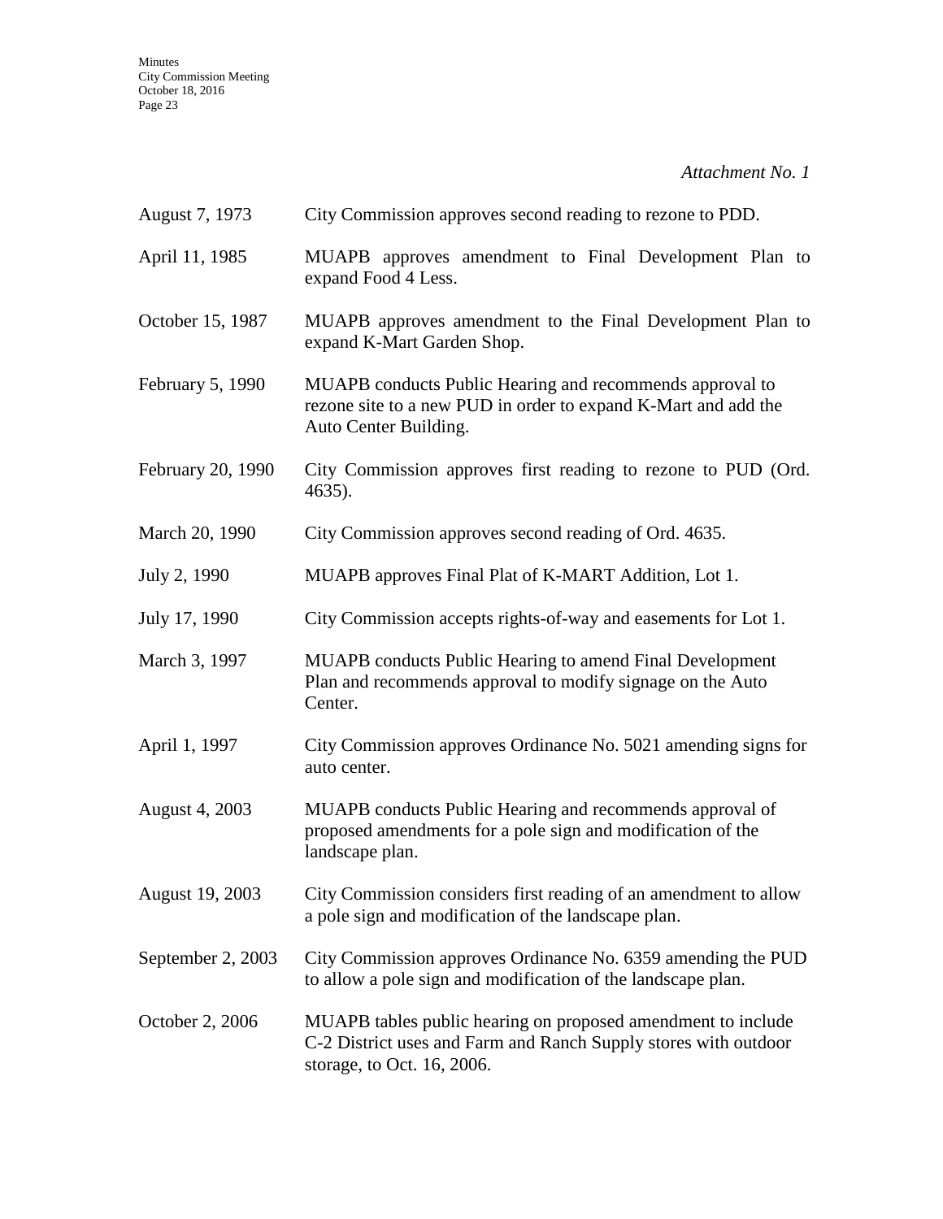*Attachment No. 1*

| | |
|---|---|
| August 7, 1973 | City Commission approves second reading to rezone to PDD. |
| April 11, 1985 | MUAPB approves amendment to Final Development Plan to expand Food 4 Less. |
| October 15, 1987 | MUAPB approves amendment to the Final Development Plan to expand K-Mart Garden Shop. |
| February 5, 1990 | MUAPB conducts Public Hearing and recommends approval to rezone site to a new PUD in order to expand K-Mart and add the Auto Center Building. |
| February 20, 1990 | City Commission approves first reading to rezone to PUD (Ord. 4635). |
| March 20, 1990 | City Commission approves second reading of Ord. 4635. |
| July 2, 1990 | MUAPB approves Final Plat of K-MART Addition, Lot 1. |
| July 17, 1990 | City Commission accepts rights-of-way and easements for Lot 1. |
| March 3, 1997 | MUAPB conducts Public Hearing to amend Final Development Plan and recommends approval to modify signage on the Auto Center. |
| April 1, 1997 | City Commission approves Ordinance No. 5021 amending signs for auto center. |
| August 4, 2003 | MUAPB conducts Public Hearing and recommends approval of proposed amendments for a pole sign and modification of the landscape plan. |
| August 19, 2003 | City Commission considers first reading of an amendment to allow a pole sign and modification of the landscape plan. |
| September 2, 2003 | City Commission approves Ordinance No. 6359 amending the PUD to allow a pole sign and modification of the landscape plan. |
| October 2, 2006 | MUAPB tables public hearing on proposed amendment to include C-2 District uses and Farm and Ranch Supply stores with outdoor storage, to Oct. 16, 2006. |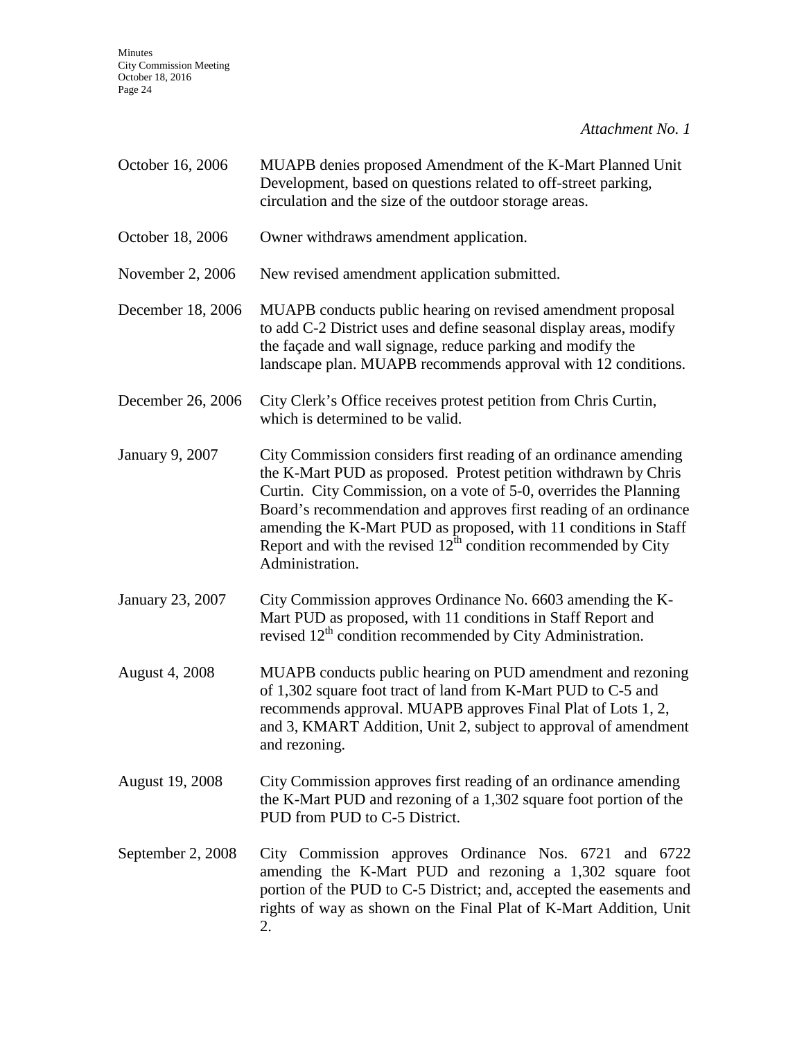*Attachment No. 1*

| | |
|---|---|
| October 16, 2006 | MUAPB denies proposed Amendment of the K-Mart Planned Unit Development, based on questions related to off-street parking, circulation and the size of the outdoor storage areas. |
| October 18, 2006 | Owner withdraws amendment application. |
| November 2, 2006 | New revised amendment application submitted. |
| December 18, 2006 | MUAPB conducts public hearing on revised amendment proposal to add C-2 District uses and define seasonal display areas, modify the façade and wall signage, reduce parking and modify the landscape plan. MUAPB recommends approval with 12 conditions. |
| December 26, 2006 | City Clerk's Office receives protest petition from Chris Curtin, which is determined to be valid. |
| January 9, 2007 | City Commission considers first reading of an ordinance amending the K-Mart PUD as proposed. Protest petition withdrawn by Chris Curtin. City Commission, on a vote of 5-0, overrides the Planning Board's recommendation and approves first reading of an ordinance amending the K-Mart PUD as proposed, with 11 conditions in Staff Report and with the revised 12th condition recommended by City Administration. |
| January 23, 2007 | City Commission approves Ordinance No. 6603 amending the K-Mart PUD as proposed, with 11 conditions in Staff Report and revised 12th condition recommended by City Administration. |
| August 4, 2008 | MUAPB conducts public hearing on PUD amendment and rezoning of 1,302 square foot tract of land from K-Mart PUD to C-5 and recommends approval. MUAPB approves Final Plat of Lots 1, 2, and 3, KMART Addition, Unit 2, subject to approval of amendment and rezoning. |
| August 19, 2008 | City Commission approves first reading of an ordinance amending the K-Mart PUD and rezoning of a 1,302 square foot portion of the PUD from PUD to C-5 District. |
| September 2, 2008 | City Commission approves Ordinance Nos. 6721 and 6722 amending the K-Mart PUD and rezoning a 1,302 square foot portion of the PUD to C-5 District; and, accepted the easements and rights of way as shown on the Final Plat of K-Mart Addition, Unit 2. |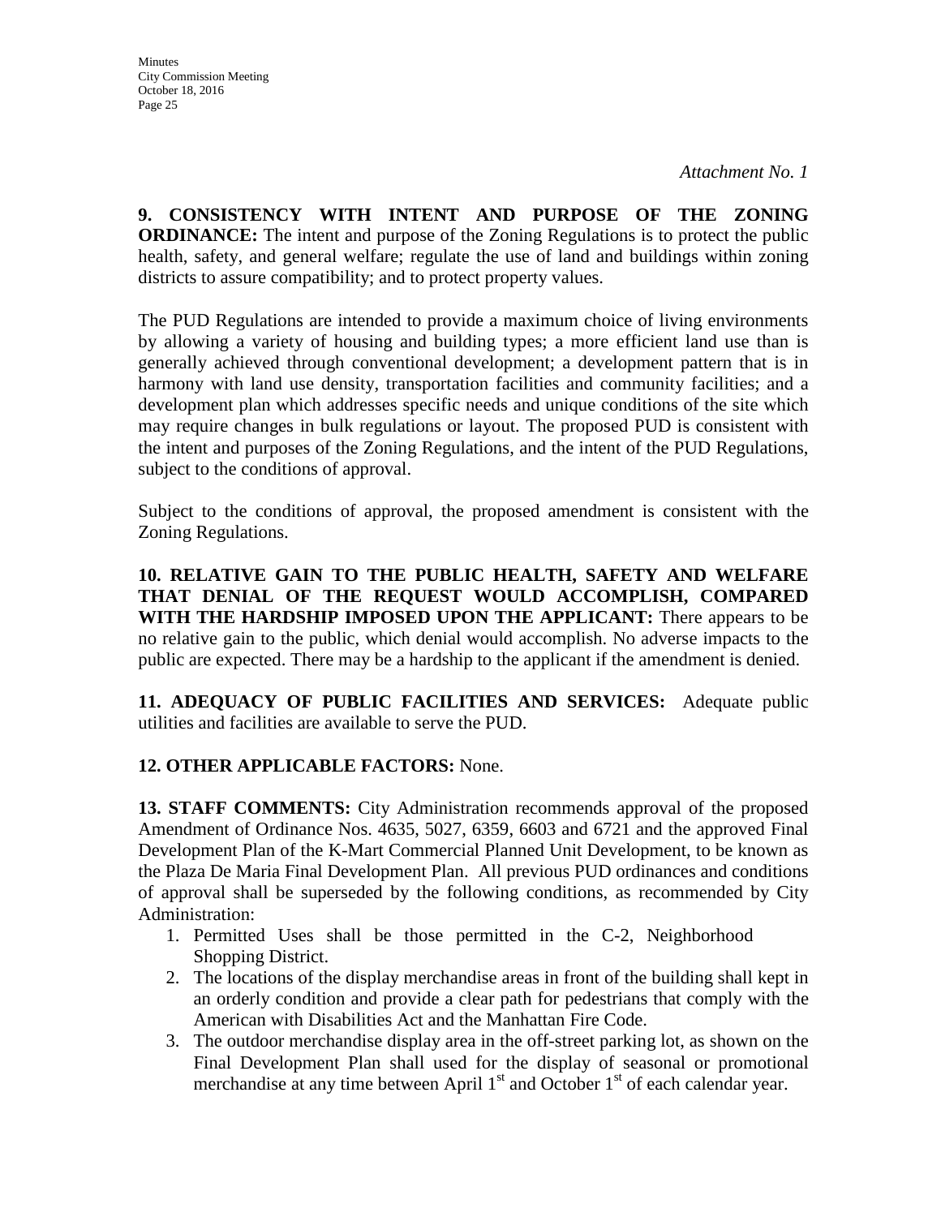*Attachment No. 1*

**9. CONSISTENCY WITH INTENT AND PURPOSE OF THE ZONING ORDINANCE:** The intent and purpose of the Zoning Regulations is to protect the public health, safety, and general welfare; regulate the use of land and buildings within zoning districts to assure compatibility; and to protect property values.

The PUD Regulations are intended to provide a maximum choice of living environments by allowing a variety of housing and building types; a more efficient land use than is generally achieved through conventional development; a development pattern that is in harmony with land use density, transportation facilities and community facilities; and a development plan which addresses specific needs and unique conditions of the site which may require changes in bulk regulations or layout. The proposed PUD is consistent with the intent and purposes of the Zoning Regulations, and the intent of the PUD Regulations, subject to the conditions of approval.

Subject to the conditions of approval, the proposed amendment is consistent with the Zoning Regulations.

**10. RELATIVE GAIN TO THE PUBLIC HEALTH, SAFETY AND WELFARE THAT DENIAL OF THE REQUEST WOULD ACCOMPLISH, COMPARED WITH THE HARDSHIP IMPOSED UPON THE APPLICANT:** There appears to be no relative gain to the public, which denial would accomplish. No adverse impacts to the public are expected. There may be a hardship to the applicant if the amendment is denied.

**11. ADEQUACY OF PUBLIC FACILITIES AND SERVICES:** Adequate public utilities and facilities are available to serve the PUD.

**12. OTHER APPLICABLE FACTORS:** None.

**13. STAFF COMMENTS:** City Administration recommends approval of the proposed Amendment of Ordinance Nos. 4635, 5027, 6359, 6603 and 6721 and the approved Final Development Plan of the K-Mart Commercial Planned Unit Development, to be known as the Plaza De Maria Final Development Plan. All previous PUD ordinances and conditions of approval shall be superseded by the following conditions, as recommended by City Administration:

1. Permitted Uses shall be those permitted in the C-2, Neighborhood Shopping District.
2. The locations of the display merchandise areas in front of the building shall kept in an orderly condition and provide a clear path for pedestrians that comply with the American with Disabilities Act and the Manhattan Fire Code.
3. The outdoor merchandise display area in the off-street parking lot, as shown on the Final Development Plan shall used for the display of seasonal or promotional merchandise at any time between April 1st and October 1st of each calendar year.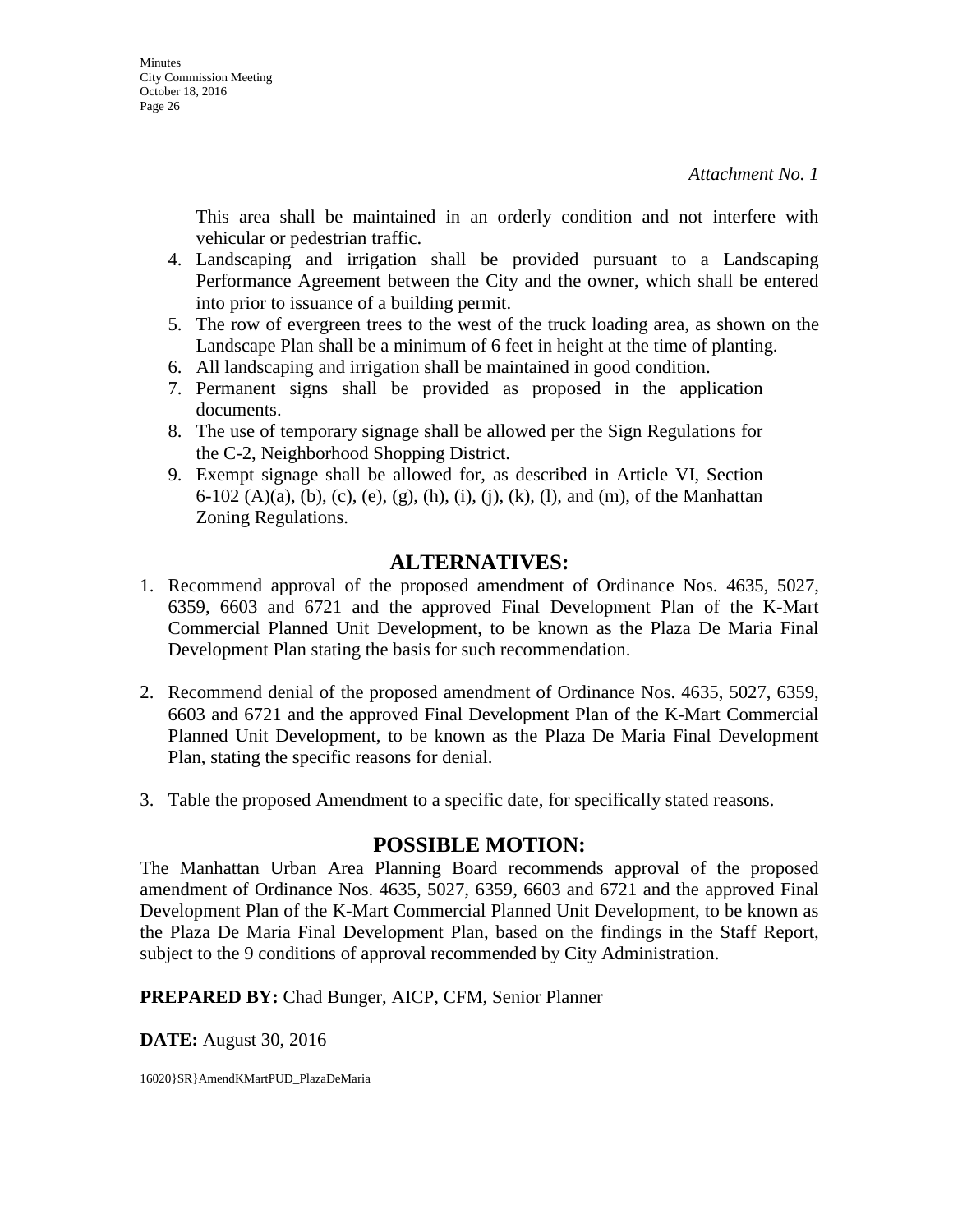*Attachment No. 1*

This area shall be maintained in an orderly condition and not interfere with vehicular or pedestrian traffic.

4. Landscaping and irrigation shall be provided pursuant to a Landscaping Performance Agreement between the City and the owner, which shall be entered into prior to issuance of a building permit.
5. The row of evergreen trees to the west of the truck loading area, as shown on the Landscape Plan shall be a minimum of 6 feet in height at the time of planting.
6. All landscaping and irrigation shall be maintained in good condition.
7. Permanent signs shall be provided as proposed in the application documents.
8. The use of temporary signage shall be allowed per the Sign Regulations for the C-2, Neighborhood Shopping District.
9. Exempt signage shall be allowed for, as described in Article VI, Section 6-102 (A)(a), (b), (c), (e), (g), (h), (i), (j), (k), (l), and (m), of the Manhattan Zoning Regulations.

## ALTERNATIVES:

1. Recommend approval of the proposed amendment of Ordinance Nos. 4635, 5027, 6359, 6603 and 6721 and the approved Final Development Plan of the K-Mart Commercial Planned Unit Development, to be known as the Plaza De Maria Final Development Plan stating the basis for such recommendation.

2. Recommend denial of the proposed amendment of Ordinance Nos. 4635, 5027, 6359, 6603 and 6721 and the approved Final Development Plan of the K-Mart Commercial Planned Unit Development, to be known as the Plaza De Maria Final Development Plan, stating the specific reasons for denial.

3. Table the proposed Amendment to a specific date, for specifically stated reasons.

## POSSIBLE MOTION:

The Manhattan Urban Area Planning Board recommends approval of the proposed amendment of Ordinance Nos. 4635, 5027, 6359, 6603 and 6721 and the approved Final Development Plan of the K-Mart Commercial Planned Unit Development, to be known as the Plaza De Maria Final Development Plan, based on the findings in the Staff Report, subject to the 9 conditions of approval recommended by City Administration.

**PREPARED BY:** Chad Bunger, AICP, CFM, Senior Planner

**DATE:** August 30, 2016

16020}SR}AmendKMartPUD_PlazaDeMaria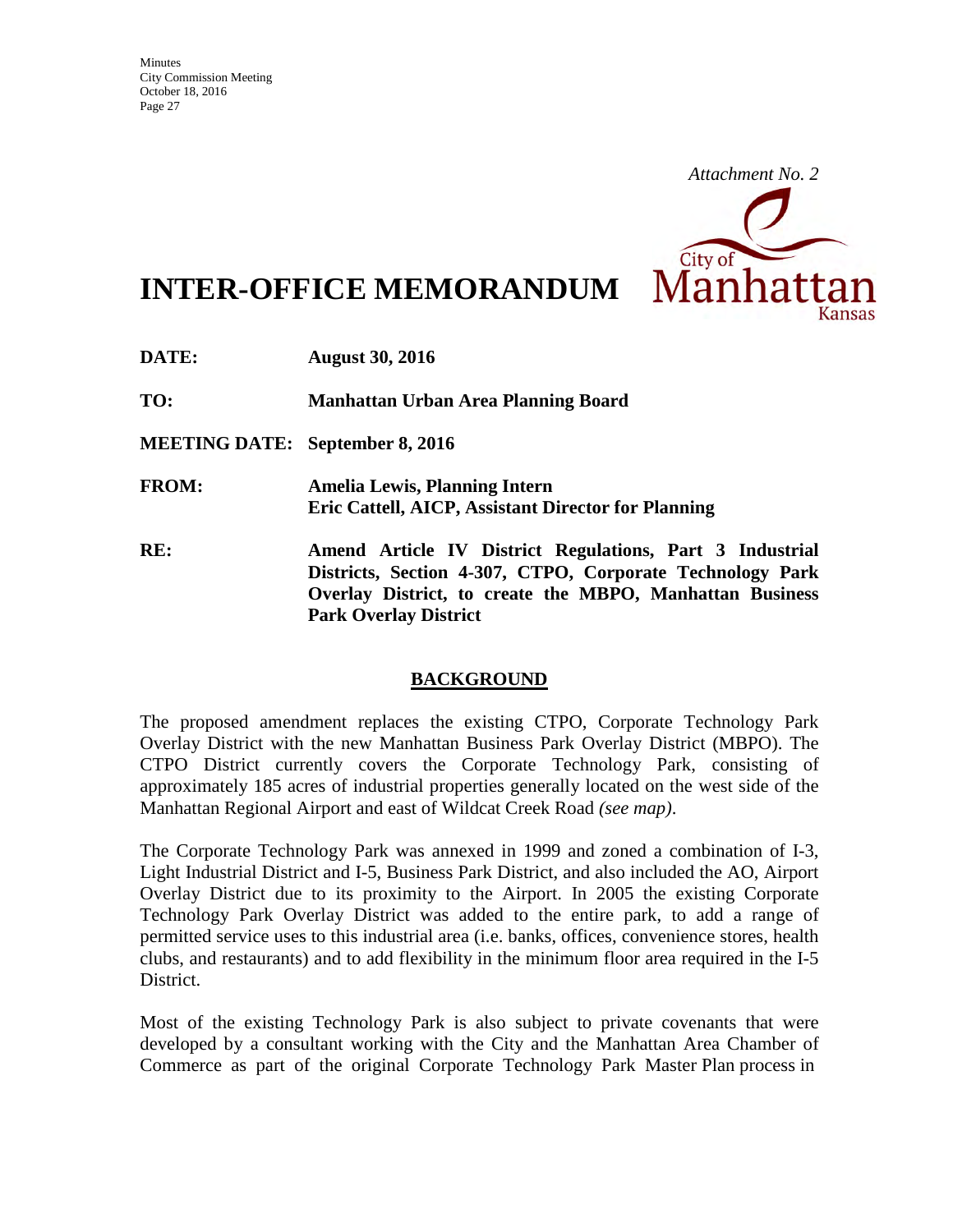*Attachment No. 2*

# INTER-OFFICE MEMORANDUM

**DATE:** **August 30, 2016**

**TO:** **Manhattan Urban Area Planning Board**

**MEETING DATE:** **September 8, 2016**

**FROM:** **Amelia Lewis, Planning Intern**
**Eric Cattell, AICP, Assistant Director for Planning**

**RE:** **Amend Article IV District Regulations, Part 3 Industrial Districts, Section 4-307, CTPO, Corporate Technology Park Overlay District, to create the MBPO, Manhattan Business Park Overlay District**

## BACKGROUND

The proposed amendment replaces the existing CTPO, Corporate Technology Park Overlay District with the new Manhattan Business Park Overlay District (MBPO). The CTPO District currently covers the Corporate Technology Park, consisting of approximately 185 acres of industrial properties generally located on the west side of the Manhattan Regional Airport and east of Wildcat Creek Road *(see map)*.

The Corporate Technology Park was annexed in 1999 and zoned a combination of I-3, Light Industrial District and I-5, Business Park District, and also included the AO, Airport Overlay District due to its proximity to the Airport. In 2005 the existing Corporate Technology Park Overlay District was added to the entire park, to add a range of permitted service uses to this industrial area (i.e. banks, offices, convenience stores, health clubs, and restaurants) and to add flexibility in the minimum floor area required in the I-5 District.

Most of the existing Technology Park is also subject to private covenants that were developed by a consultant working with the City and the Manhattan Area Chamber of Commerce as part of the original Corporate Technology Park Master Plan process in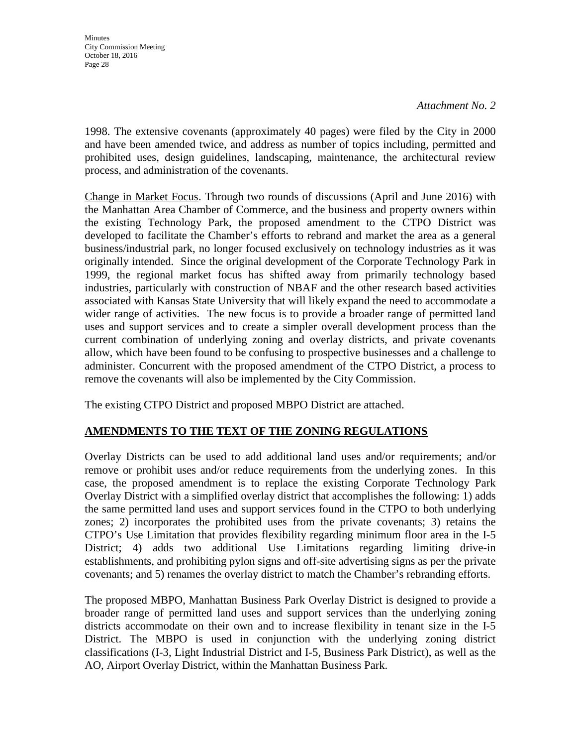*Attachment No. 2*

1998. The extensive covenants (approximately 40 pages) were filed by the City in 2000 and have been amended twice, and address as number of topics including, permitted and prohibited uses, design guidelines, landscaping, maintenance, the architectural review process, and administration of the covenants.

Change in Market Focus. Through two rounds of discussions (April and June 2016) with the Manhattan Area Chamber of Commerce, and the business and property owners within the existing Technology Park, the proposed amendment to the CTPO District was developed to facilitate the Chamber's efforts to rebrand and market the area as a general business/industrial park, no longer focused exclusively on technology industries as it was originally intended. Since the original development of the Corporate Technology Park in 1999, the regional market focus has shifted away from primarily technology based industries, particularly with construction of NBAF and the other research based activities associated with Kansas State University that will likely expand the need to accommodate a wider range of activities. The new focus is to provide a broader range of permitted land uses and support services and to create a simpler overall development process than the current combination of underlying zoning and overlay districts, and private covenants allow, which have been found to be confusing to prospective businesses and a challenge to administer. Concurrent with the proposed amendment of the CTPO District, a process to remove the covenants will also be implemented by the City Commission.

The existing CTPO District and proposed MBPO District are attached.

**AMENDMENTS TO THE TEXT OF THE ZONING REGULATIONS**

Overlay Districts can be used to add additional land uses and/or requirements; and/or remove or prohibit uses and/or reduce requirements from the underlying zones. In this case, the proposed amendment is to replace the existing Corporate Technology Park Overlay District with a simplified overlay district that accomplishes the following: 1) adds the same permitted land uses and support services found in the CTPO to both underlying zones; 2) incorporates the prohibited uses from the private covenants; 3) retains the CTPO's Use Limitation that provides flexibility regarding minimum floor area in the I-5 District; 4) adds two additional Use Limitations regarding limiting drive-in establishments, and prohibiting pylon signs and off-site advertising signs as per the private covenants; and 5) renames the overlay district to match the Chamber's rebranding efforts.

The proposed MBPO, Manhattan Business Park Overlay District is designed to provide a broader range of permitted land uses and support services than the underlying zoning districts accommodate on their own and to increase flexibility in tenant size in the I-5 District. The MBPO is used in conjunction with the underlying zoning district classifications (I-3, Light Industrial District and I-5, Business Park District), as well as the AO, Airport Overlay District, within the Manhattan Business Park.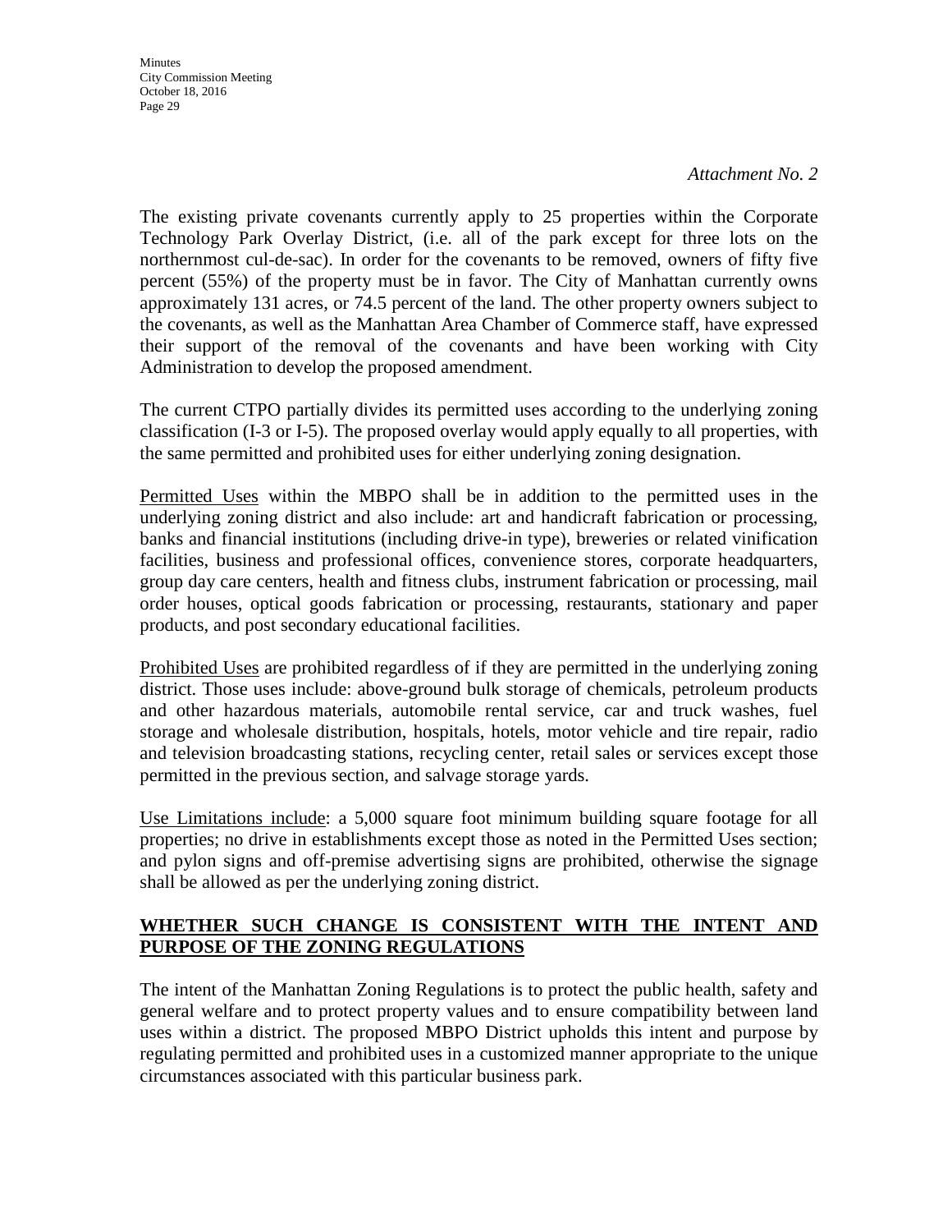*Attachment No. 2*

The existing private covenants currently apply to 25 properties within the Corporate Technology Park Overlay District, (i.e. all of the park except for three lots on the northernmost cul-de-sac). In order for the covenants to be removed, owners of fifty five percent (55%) of the property must be in favor. The City of Manhattan currently owns approximately 131 acres, or 74.5 percent of the land. The other property owners subject to the covenants, as well as the Manhattan Area Chamber of Commerce staff, have expressed their support of the removal of the covenants and have been working with City Administration to develop the proposed amendment.

The current CTPO partially divides its permitted uses according to the underlying zoning classification (I-3 or I-5). The proposed overlay would apply equally to all properties, with the same permitted and prohibited uses for either underlying zoning designation.

Permitted Uses within the MBPO shall be in addition to the permitted uses in the underlying zoning district and also include: art and handicraft fabrication or processing, banks and financial institutions (including drive-in type), breweries or related vinification facilities, business and professional offices, convenience stores, corporate headquarters, group day care centers, health and fitness clubs, instrument fabrication or processing, mail order houses, optical goods fabrication or processing, restaurants, stationary and paper products, and post secondary educational facilities.

Prohibited Uses are prohibited regardless of if they are permitted in the underlying zoning district. Those uses include: above-ground bulk storage of chemicals, petroleum products and other hazardous materials, automobile rental service, car and truck washes, fuel storage and wholesale distribution, hospitals, hotels, motor vehicle and tire repair, radio and television broadcasting stations, recycling center, retail sales or services except those permitted in the previous section, and salvage storage yards.

Use Limitations include: a 5,000 square foot minimum building square footage for all properties; no drive in establishments except those as noted in the Permitted Uses section; and pylon signs and off-premise advertising signs are prohibited, otherwise the signage shall be allowed as per the underlying zoning district.

**WHETHER SUCH CHANGE IS CONSISTENT WITH THE INTENT AND PURPOSE OF THE ZONING REGULATIONS**

The intent of the Manhattan Zoning Regulations is to protect the public health, safety and general welfare and to protect property values and to ensure compatibility between land uses within a district. The proposed MBPO District upholds this intent and purpose by regulating permitted and prohibited uses in a customized manner appropriate to the unique circumstances associated with this particular business park.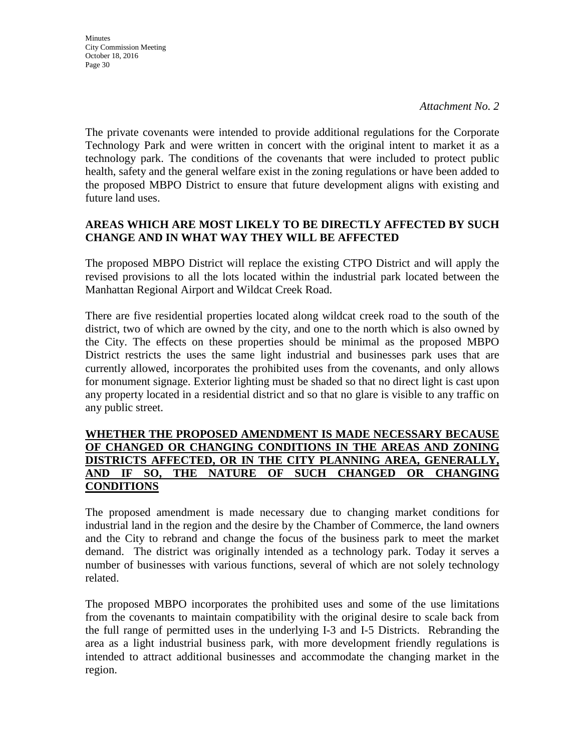*Attachment No. 2*

The private covenants were intended to provide additional regulations for the Corporate Technology Park and were written in concert with the original intent to market it as a technology park. The conditions of the covenants that were included to protect public health, safety and the general welfare exist in the zoning regulations or have been added to the proposed MBPO District to ensure that future development aligns with existing and future land uses.

**AREAS WHICH ARE MOST LIKELY TO BE DIRECTLY AFFECTED BY SUCH CHANGE AND IN WHAT WAY THEY WILL BE AFFECTED**

The proposed MBPO District will replace the existing CTPO District and will apply the revised provisions to all the lots located within the industrial park located between the Manhattan Regional Airport and Wildcat Creek Road.

There are five residential properties located along wildcat creek road to the south of the district, two of which are owned by the city, and one to the north which is also owned by the City. The effects on these properties should be minimal as the proposed MBPO District restricts the uses the same light industrial and businesses park uses that are currently allowed, incorporates the prohibited uses from the covenants, and only allows for monument signage. Exterior lighting must be shaded so that no direct light is cast upon any property located in a residential district and so that no glare is visible to any traffic on any public street.

**WHETHER THE PROPOSED AMENDMENT IS MADE NECESSARY BECAUSE OF CHANGED OR CHANGING CONDITIONS IN THE AREAS AND ZONING DISTRICTS AFFECTED, OR IN THE CITY PLANNING AREA, GENERALLY, AND IF SO, THE NATURE OF SUCH CHANGED OR CHANGING CONDITIONS**

The proposed amendment is made necessary due to changing market conditions for industrial land in the region and the desire by the Chamber of Commerce, the land owners and the City to rebrand and change the focus of the business park to meet the market demand. The district was originally intended as a technology park. Today it serves a number of businesses with various functions, several of which are not solely technology related.

The proposed MBPO incorporates the prohibited uses and some of the use limitations from the covenants to maintain compatibility with the original desire to scale back from the full range of permitted uses in the underlying I-3 and I-5 Districts. Rebranding the area as a light industrial business park, with more development friendly regulations is intended to attract additional businesses and accommodate the changing market in the region.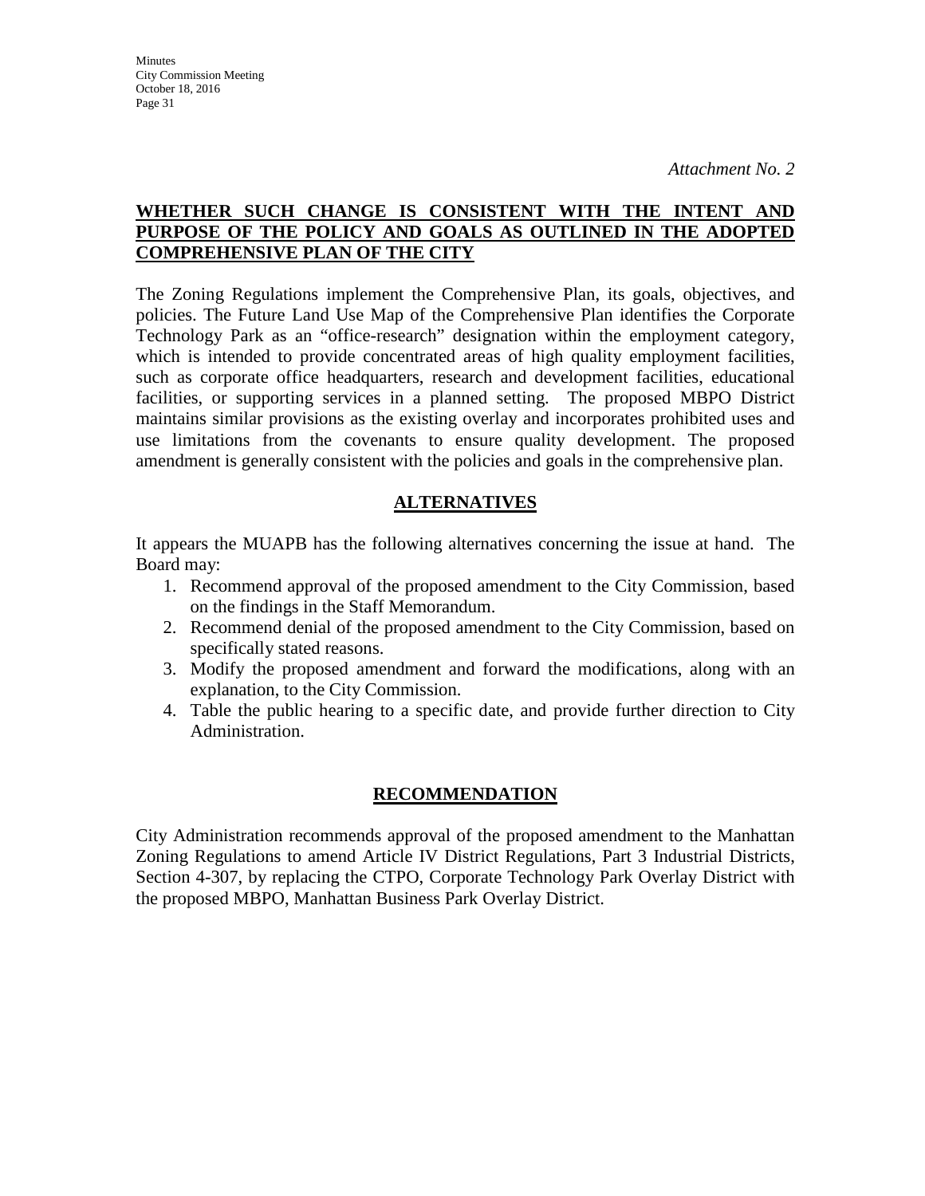*Attachment No. 2*

## WHETHER SUCH CHANGE IS CONSISTENT WITH THE INTENT AND PURPOSE OF THE POLICY AND GOALS AS OUTLINED IN THE ADOPTED COMPREHENSIVE PLAN OF THE CITY

The Zoning Regulations implement the Comprehensive Plan, its goals, objectives, and policies. The Future Land Use Map of the Comprehensive Plan identifies the Corporate Technology Park as an "office-research" designation within the employment category, which is intended to provide concentrated areas of high quality employment facilities, such as corporate office headquarters, research and development facilities, educational facilities, or supporting services in a planned setting. The proposed MBPO District maintains similar provisions as the existing overlay and incorporates prohibited uses and use limitations from the covenants to ensure quality development. The proposed amendment is generally consistent with the policies and goals in the comprehensive plan.

## ALTERNATIVES

It appears the MUAPB has the following alternatives concerning the issue at hand. The Board may:

1. Recommend approval of the proposed amendment to the City Commission, based on the findings in the Staff Memorandum.
2. Recommend denial of the proposed amendment to the City Commission, based on specifically stated reasons.
3. Modify the proposed amendment and forward the modifications, along with an explanation, to the City Commission.
4. Table the public hearing to a specific date, and provide further direction to City Administration.

## RECOMMENDATION

City Administration recommends approval of the proposed amendment to the Manhattan Zoning Regulations to amend Article IV District Regulations, Part 3 Industrial Districts, Section 4-307, by replacing the CTPO, Corporate Technology Park Overlay District with the proposed MBPO, Manhattan Business Park Overlay District.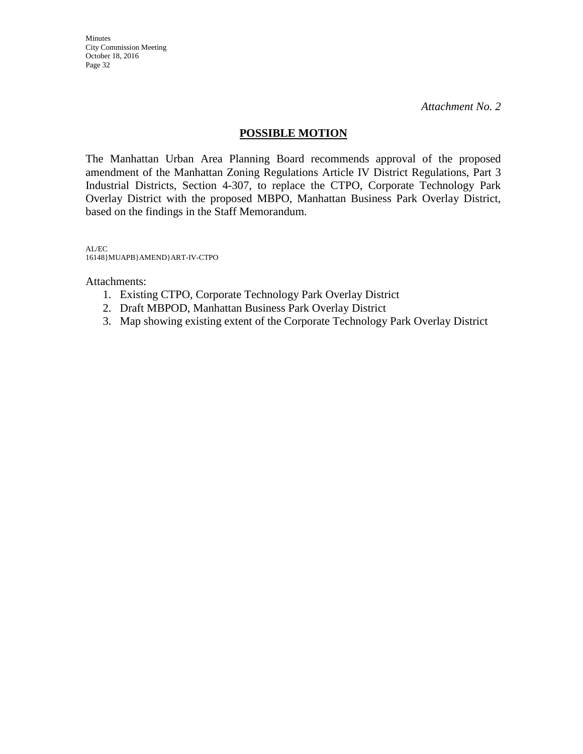*Attachment No. 2*

## **POSSIBLE MOTION**

The Manhattan Urban Area Planning Board recommends approval of the proposed amendment of the Manhattan Zoning Regulations Article IV District Regulations, Part 3 Industrial Districts, Section 4-307, to replace the CTPO, Corporate Technology Park Overlay District with the proposed MBPO, Manhattan Business Park Overlay District, based on the findings in the Staff Memorandum.

AL/EC
16148}MUAPB}AMEND}ART-IV-CTPO

Attachments:

1. Existing CTPO, Corporate Technology Park Overlay District
2. Draft MBPOD, Manhattan Business Park Overlay District
3. Map showing existing extent of the Corporate Technology Park Overlay District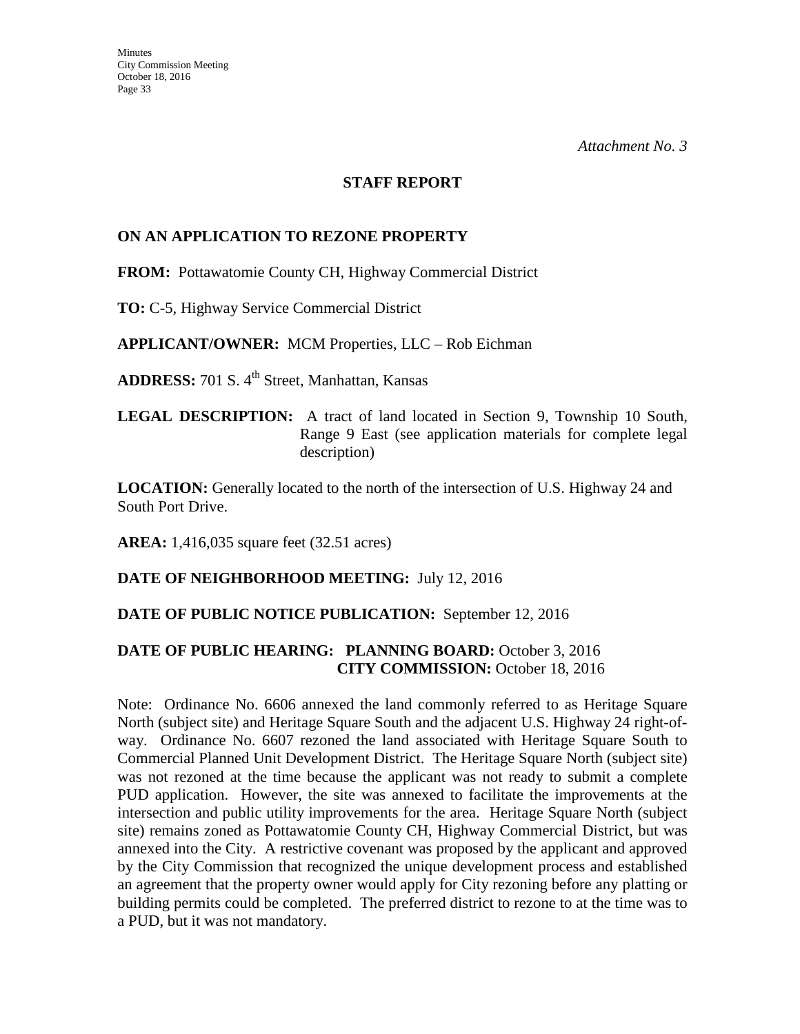*Attachment No. 3*

## STAFF REPORT

### ON AN APPLICATION TO REZONE PROPERTY

**FROM:** Pottawatomie County CH, Highway Commercial District

**TO:** C-5, Highway Service Commercial District

**APPLICANT/OWNER:** MCM Properties, LLC – Rob Eichman

**ADDRESS:** 701 S. 4th Street, Manhattan, Kansas

**LEGAL DESCRIPTION:** A tract of land located in Section 9, Township 10 South, Range 9 East (see application materials for complete legal description)

**LOCATION:** Generally located to the north of the intersection of U.S. Highway 24 and South Port Drive.

**AREA:** 1,416,035 square feet (32.51 acres)

**DATE OF NEIGHBORHOOD MEETING:** July 12, 2016

**DATE OF PUBLIC NOTICE PUBLICATION:** September 12, 2016

**DATE OF PUBLIC HEARING: PLANNING BOARD:** October 3, 2016
**CITY COMMISSION:** October 18, 2016

Note: Ordinance No. 6606 annexed the land commonly referred to as Heritage Square North (subject site) and Heritage Square South and the adjacent U.S. Highway 24 right-of-way. Ordinance No. 6607 rezoned the land associated with Heritage Square South to Commercial Planned Unit Development District. The Heritage Square North (subject site) was not rezoned at the time because the applicant was not ready to submit a complete PUD application. However, the site was annexed to facilitate the improvements at the intersection and public utility improvements for the area. Heritage Square North (subject site) remains zoned as Pottawatomie County CH, Highway Commercial District, but was annexed into the City. A restrictive covenant was proposed by the applicant and approved by the City Commission that recognized the unique development process and established an agreement that the property owner would apply for City rezoning before any platting or building permits could be completed. The preferred district to rezone to at the time was to a PUD, but it was not mandatory.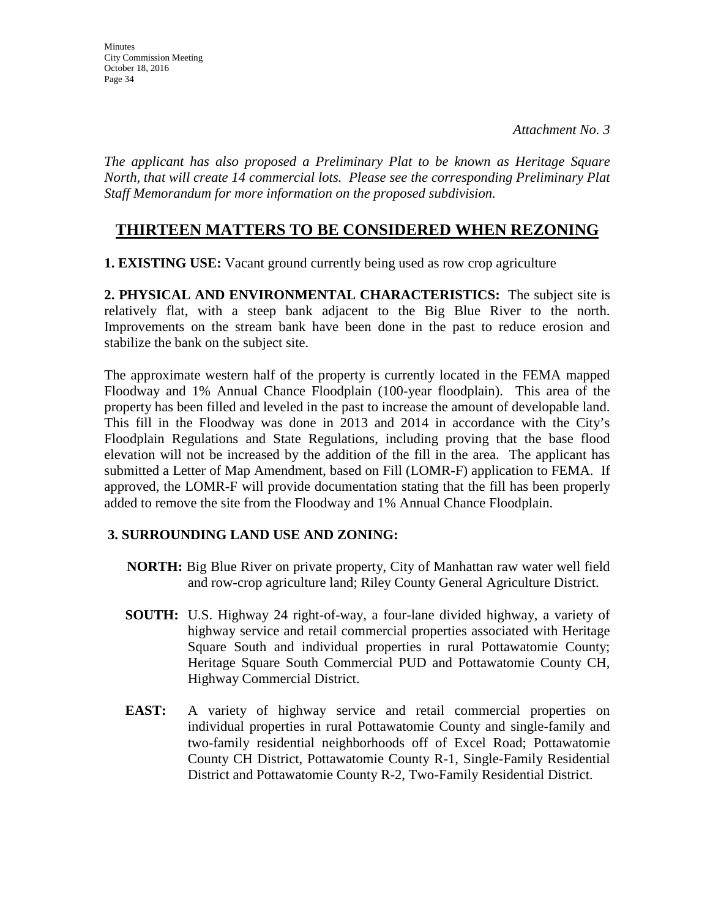*Attachment No. 3*

*The applicant has also proposed a Preliminary Plat to be known as Heritage Square North, that will create 14 commercial lots. Please see the corresponding Preliminary Plat Staff Memorandum for more information on the proposed subdivision.*

## THIRTEEN MATTERS TO BE CONSIDERED WHEN REZONING

**1. EXISTING USE:** Vacant ground currently being used as row crop agriculture

**2. PHYSICAL AND ENVIRONMENTAL CHARACTERISTICS:** The subject site is relatively flat, with a steep bank adjacent to the Big Blue River to the north. Improvements on the stream bank have been done in the past to reduce erosion and stabilize the bank on the subject site.

The approximate western half of the property is currently located in the FEMA mapped Floodway and 1% Annual Chance Floodplain (100-year floodplain). This area of the property has been filled and leveled in the past to increase the amount of developable land. This fill in the Floodway was done in 2013 and 2014 in accordance with the City's Floodplain Regulations and State Regulations, including proving that the base flood elevation will not be increased by the addition of the fill in the area. The applicant has submitted a Letter of Map Amendment, based on Fill (LOMR-F) application to FEMA. If approved, the LOMR-F will provide documentation stating that the fill has been properly added to remove the site from the Floodway and 1% Annual Chance Floodplain.

**3. SURROUNDING LAND USE AND ZONING:**

**NORTH:** Big Blue River on private property, City of Manhattan raw water well field and row-crop agriculture land; Riley County General Agriculture District.

**SOUTH:** U.S. Highway 24 right-of-way, a four-lane divided highway, a variety of highway service and retail commercial properties associated with Heritage Square South and individual properties in rural Pottawatomie County; Heritage Square South Commercial PUD and Pottawatomie County CH, Highway Commercial District.

**EAST:** A variety of highway service and retail commercial properties on individual properties in rural Pottawatomie County and single-family and two-family residential neighborhoods off of Excel Road; Pottawatomie County CH District, Pottawatomie County R-1, Single-Family Residential District and Pottawatomie County R-2, Two-Family Residential District.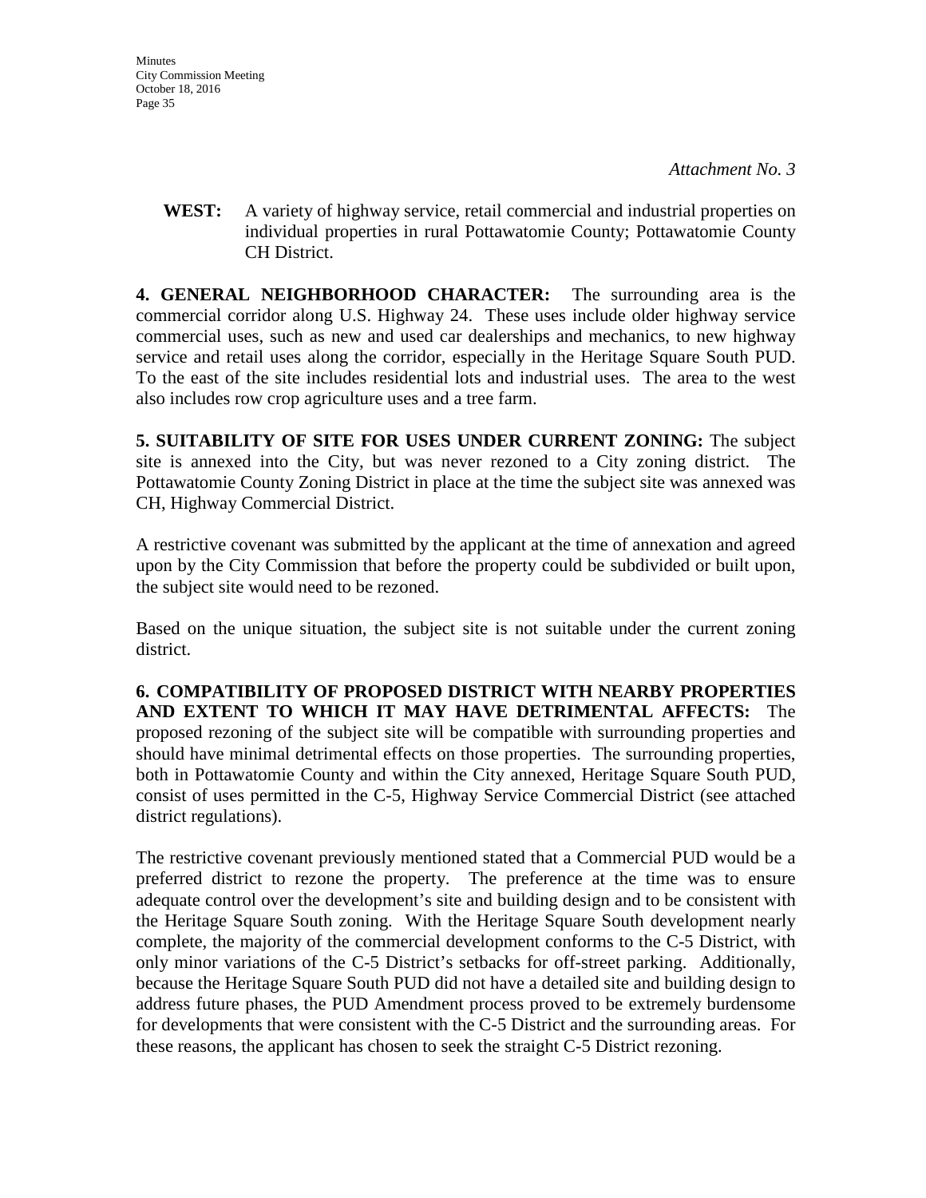*Attachment No. 3*

**WEST:** A variety of highway service, retail commercial and industrial properties on individual properties in rural Pottawatomie County; Pottawatomie County CH District.

**4. GENERAL NEIGHBORHOOD CHARACTER:** The surrounding area is the commercial corridor along U.S. Highway 24. These uses include older highway service commercial uses, such as new and used car dealerships and mechanics, to new highway service and retail uses along the corridor, especially in the Heritage Square South PUD. To the east of the site includes residential lots and industrial uses. The area to the west also includes row crop agriculture uses and a tree farm.

**5. SUITABILITY OF SITE FOR USES UNDER CURRENT ZONING:** The subject site is annexed into the City, but was never rezoned to a City zoning district. The Pottawatomie County Zoning District in place at the time the subject site was annexed was CH, Highway Commercial District.

A restrictive covenant was submitted by the applicant at the time of annexation and agreed upon by the City Commission that before the property could be subdivided or built upon, the subject site would need to be rezoned.

Based on the unique situation, the subject site is not suitable under the current zoning district.

**6. COMPATIBILITY OF PROPOSED DISTRICT WITH NEARBY PROPERTIES AND EXTENT TO WHICH IT MAY HAVE DETRIMENTAL AFFECTS:** The proposed rezoning of the subject site will be compatible with surrounding properties and should have minimal detrimental effects on those properties. The surrounding properties, both in Pottawatomie County and within the City annexed, Heritage Square South PUD, consist of uses permitted in the C-5, Highway Service Commercial District (see attached district regulations).

The restrictive covenant previously mentioned stated that a Commercial PUD would be a preferred district to rezone the property. The preference at the time was to ensure adequate control over the development's site and building design and to be consistent with the Heritage Square South zoning. With the Heritage Square South development nearly complete, the majority of the commercial development conforms to the C-5 District, with only minor variations of the C-5 District's setbacks for off-street parking. Additionally, because the Heritage Square South PUD did not have a detailed site and building design to address future phases, the PUD Amendment process proved to be extremely burdensome for developments that were consistent with the C-5 District and the surrounding areas. For these reasons, the applicant has chosen to seek the straight C-5 District rezoning.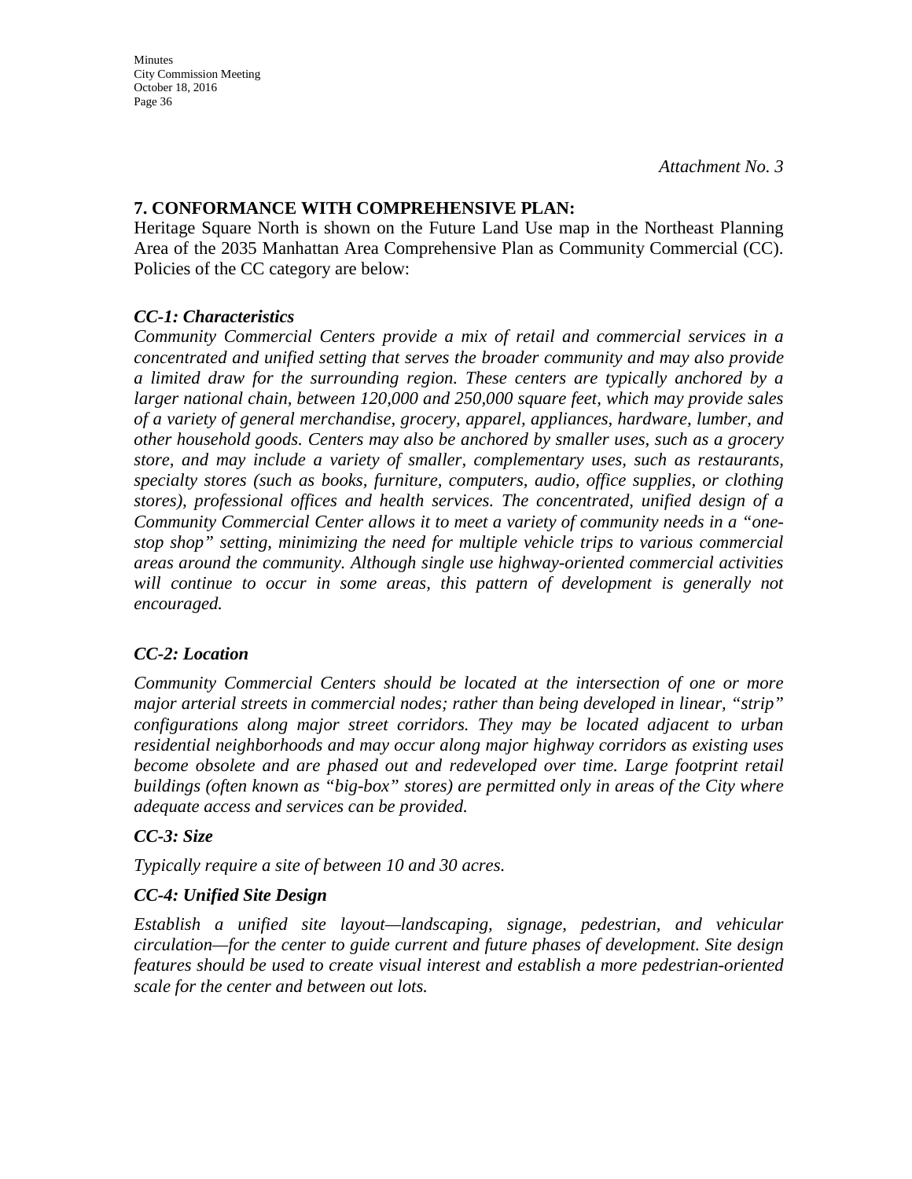*Attachment No. 3*

## 7. CONFORMANCE WITH COMPREHENSIVE PLAN:

Heritage Square North is shown on the Future Land Use map in the Northeast Planning Area of the 2035 Manhattan Area Comprehensive Plan as Community Commercial (CC). Policies of the CC category are below:

### *CC-1: Characteristics*

*Community Commercial Centers provide a mix of retail and commercial services in a concentrated and unified setting that serves the broader community and may also provide a limited draw for the surrounding region. These centers are typically anchored by a larger national chain, between 120,000 and 250,000 square feet, which may provide sales of a variety of general merchandise, grocery, apparel, appliances, hardware, lumber, and other household goods. Centers may also be anchored by smaller uses, such as a grocery store, and may include a variety of smaller, complementary uses, such as restaurants, specialty stores (such as books, furniture, computers, audio, office supplies, or clothing stores), professional offices and health services. The concentrated, unified design of a Community Commercial Center allows it to meet a variety of community needs in a "one-stop shop" setting, minimizing the need for multiple vehicle trips to various commercial areas around the community. Although single use highway-oriented commercial activities will continue to occur in some areas, this pattern of development is generally not encouraged.*

### *CC-2: Location*

*Community Commercial Centers should be located at the intersection of one or more major arterial streets in commercial nodes; rather than being developed in linear, "strip" configurations along major street corridors. They may be located adjacent to urban residential neighborhoods and may occur along major highway corridors as existing uses become obsolete and are phased out and redeveloped over time. Large footprint retail buildings (often known as "big-box" stores) are permitted only in areas of the City where adequate access and services can be provided.*

### *CC-3: Size*

*Typically require a site of between 10 and 30 acres.*

### *CC-4: Unified Site Design*

*Establish a unified site layout—landscaping, signage, pedestrian, and vehicular circulation—for the center to guide current and future phases of development. Site design features should be used to create visual interest and establish a more pedestrian-oriented scale for the center and between out lots.*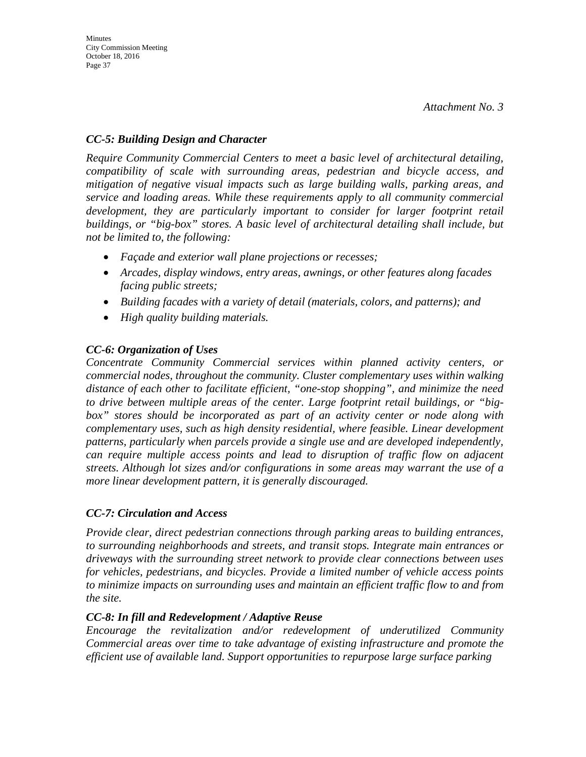*Attachment No. 3*

### *CC-5: Building Design and Character*

*Require Community Commercial Centers to meet a basic level of architectural detailing, compatibility of scale with surrounding areas, pedestrian and bicycle access, and mitigation of negative visual impacts such as large building walls, parking areas, and service and loading areas. While these requirements apply to all community commercial development, they are particularly important to consider for larger footprint retail buildings, or "big-box" stores. A basic level of architectural detailing shall include, but not be limited to, the following:*

- *Façade and exterior wall plane projections or recesses;*
- *Arcades, display windows, entry areas, awnings, or other features along facades facing public streets;*
- *Building facades with a variety of detail (materials, colors, and patterns); and*
- *High quality building materials.*

### *CC-6: Organization of Uses*

*Concentrate Community Commercial services within planned activity centers, or commercial nodes, throughout the community. Cluster complementary uses within walking distance of each other to facilitate efficient, "one-stop shopping", and minimize the need to drive between multiple areas of the center. Large footprint retail buildings, or "big-box" stores should be incorporated as part of an activity center or node along with complementary uses, such as high density residential, where feasible. Linear development patterns, particularly when parcels provide a single use and are developed independently, can require multiple access points and lead to disruption of traffic flow on adjacent streets. Although lot sizes and/or configurations in some areas may warrant the use of a more linear development pattern, it is generally discouraged.*

### *CC-7: Circulation and Access*

*Provide clear, direct pedestrian connections through parking areas to building entrances, to surrounding neighborhoods and streets, and transit stops. Integrate main entrances or driveways with the surrounding street network to provide clear connections between uses for vehicles, pedestrians, and bicycles. Provide a limited number of vehicle access points to minimize impacts on surrounding uses and maintain an efficient traffic flow to and from the site.*

### *CC-8: In fill and Redevelopment / Adaptive Reuse*

*Encourage the revitalization and/or redevelopment of underutilized Community Commercial areas over time to take advantage of existing infrastructure and promote the efficient use of available land. Support opportunities to repurpose large surface parking*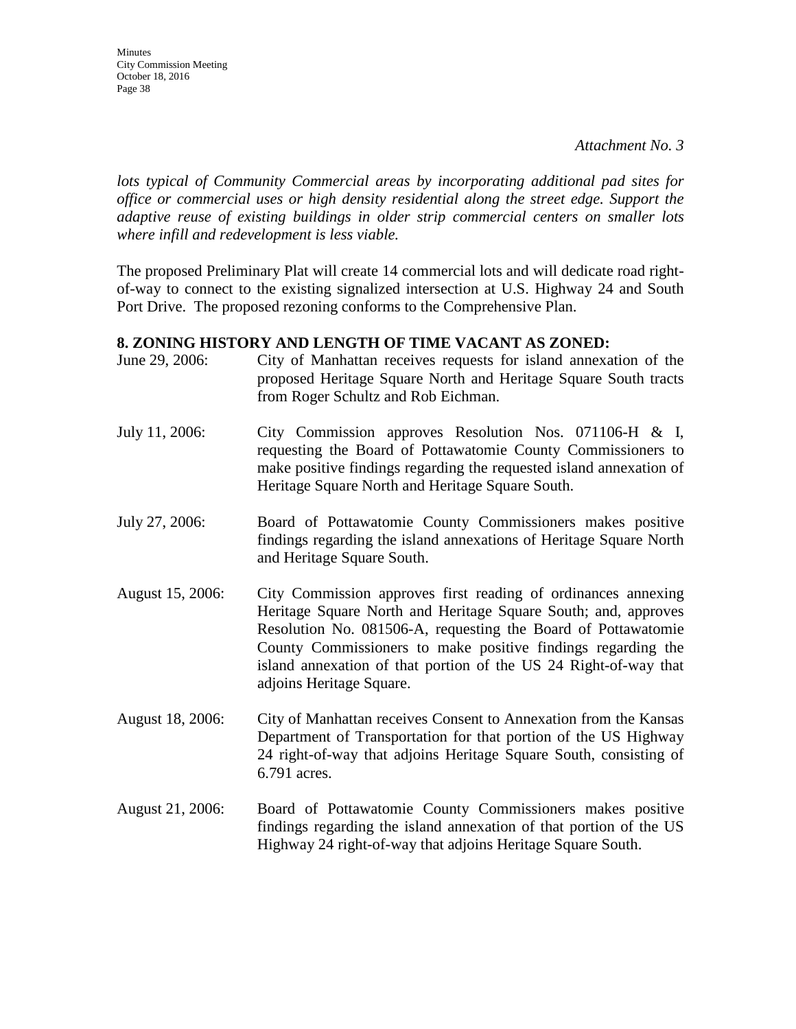*Attachment No. 3*

*lots typical of Community Commercial areas by incorporating additional pad sites for office or commercial uses or high density residential along the street edge. Support the adaptive reuse of existing buildings in older strip commercial centers on smaller lots where infill and redevelopment is less viable.*

The proposed Preliminary Plat will create 14 commercial lots and will dedicate road right-of-way to connect to the existing signalized intersection at U.S. Highway 24 and South Port Drive. The proposed rezoning conforms to the Comprehensive Plan.

**8. ZONING HISTORY AND LENGTH OF TIME VACANT AS ZONED:**

June 29, 2006: City of Manhattan receives requests for island annexation of the proposed Heritage Square North and Heritage Square South tracts from Roger Schultz and Rob Eichman.

July 11, 2006: City Commission approves Resolution Nos. 071106-H & I, requesting the Board of Pottawatomie County Commissioners to make positive findings regarding the requested island annexation of Heritage Square North and Heritage Square South.

July 27, 2006: Board of Pottawatomie County Commissioners makes positive findings regarding the island annexations of Heritage Square North and Heritage Square South.

August 15, 2006: City Commission approves first reading of ordinances annexing Heritage Square North and Heritage Square South; and, approves Resolution No. 081506-A, requesting the Board of Pottawatomie County Commissioners to make positive findings regarding the island annexation of that portion of the US 24 Right-of-way that adjoins Heritage Square.

August 18, 2006: City of Manhattan receives Consent to Annexation from the Kansas Department of Transportation for that portion of the US Highway 24 right-of-way that adjoins Heritage Square South, consisting of 6.791 acres.

August 21, 2006: Board of Pottawatomie County Commissioners makes positive findings regarding the island annexation of that portion of the US Highway 24 right-of-way that adjoins Heritage Square South.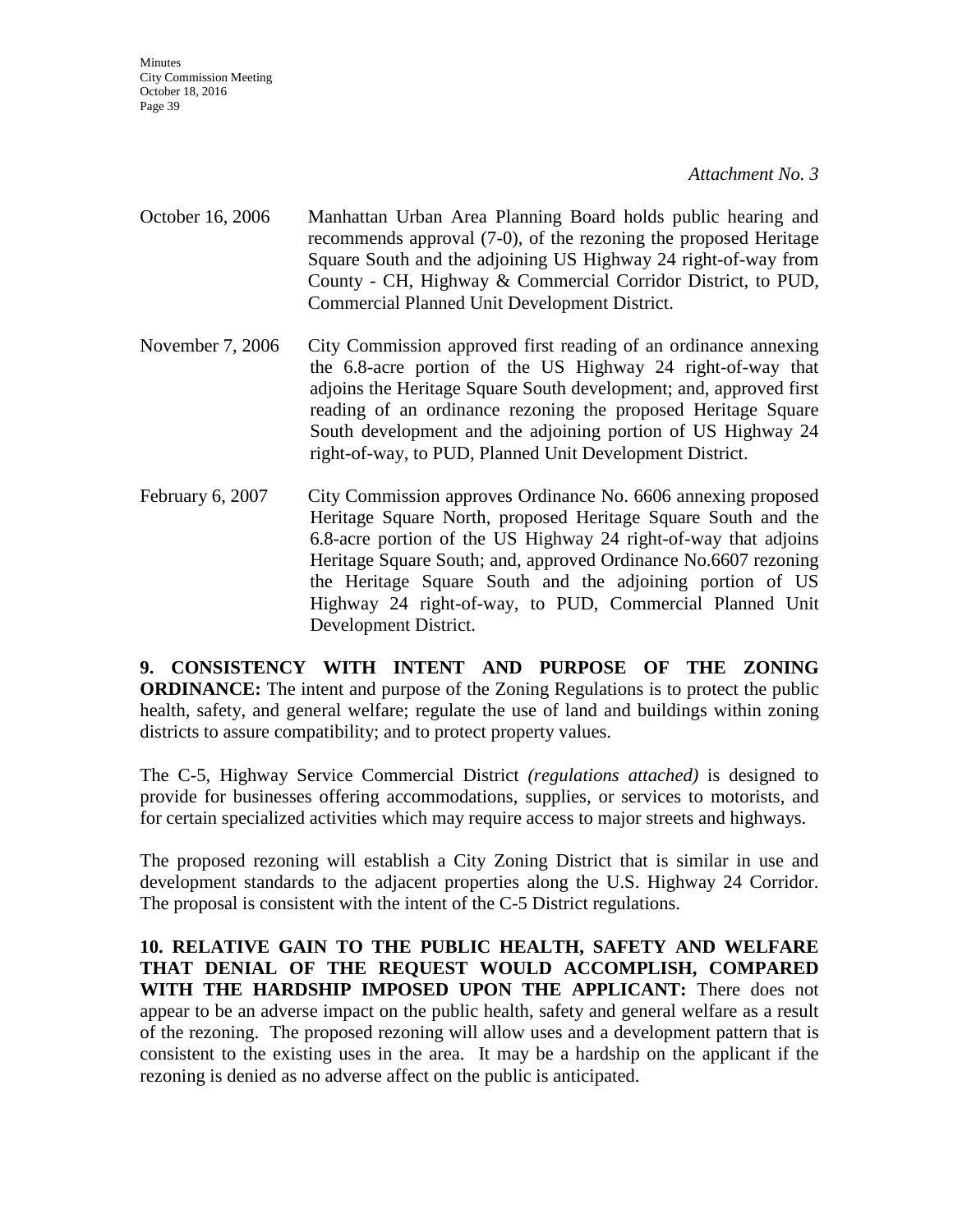*Attachment No. 3*

October 16, 2006 Manhattan Urban Area Planning Board holds public hearing and recommends approval (7-0), of the rezoning the proposed Heritage Square South and the adjoining US Highway 24 right-of-way from County - CH, Highway & Commercial Corridor District, to PUD, Commercial Planned Unit Development District.

November 7, 2006 City Commission approved first reading of an ordinance annexing the 6.8-acre portion of the US Highway 24 right-of-way that adjoins the Heritage Square South development; and, approved first reading of an ordinance rezoning the proposed Heritage Square South development and the adjoining portion of US Highway 24 right-of-way, to PUD, Planned Unit Development District.

February 6, 2007 City Commission approves Ordinance No. 6606 annexing proposed Heritage Square North, proposed Heritage Square South and the 6.8-acre portion of the US Highway 24 right-of-way that adjoins Heritage Square South; and, approved Ordinance No.6607 rezoning the Heritage Square South and the adjoining portion of US Highway 24 right-of-way, to PUD, Commercial Planned Unit Development District.

**9. CONSISTENCY WITH INTENT AND PURPOSE OF THE ZONING ORDINANCE:** The intent and purpose of the Zoning Regulations is to protect the public health, safety, and general welfare; regulate the use of land and buildings within zoning districts to assure compatibility; and to protect property values.

The C-5, Highway Service Commercial District *(regulations attached)* is designed to provide for businesses offering accommodations, supplies, or services to motorists, and for certain specialized activities which may require access to major streets and highways.

The proposed rezoning will establish a City Zoning District that is similar in use and development standards to the adjacent properties along the U.S. Highway 24 Corridor. The proposal is consistent with the intent of the C-5 District regulations.

**10. RELATIVE GAIN TO THE PUBLIC HEALTH, SAFETY AND WELFARE THAT DENIAL OF THE REQUEST WOULD ACCOMPLISH, COMPARED WITH THE HARDSHIP IMPOSED UPON THE APPLICANT:** There does not appear to be an adverse impact on the public health, safety and general welfare as a result of the rezoning. The proposed rezoning will allow uses and a development pattern that is consistent to the existing uses in the area. It may be a hardship on the applicant if the rezoning is denied as no adverse affect on the public is anticipated.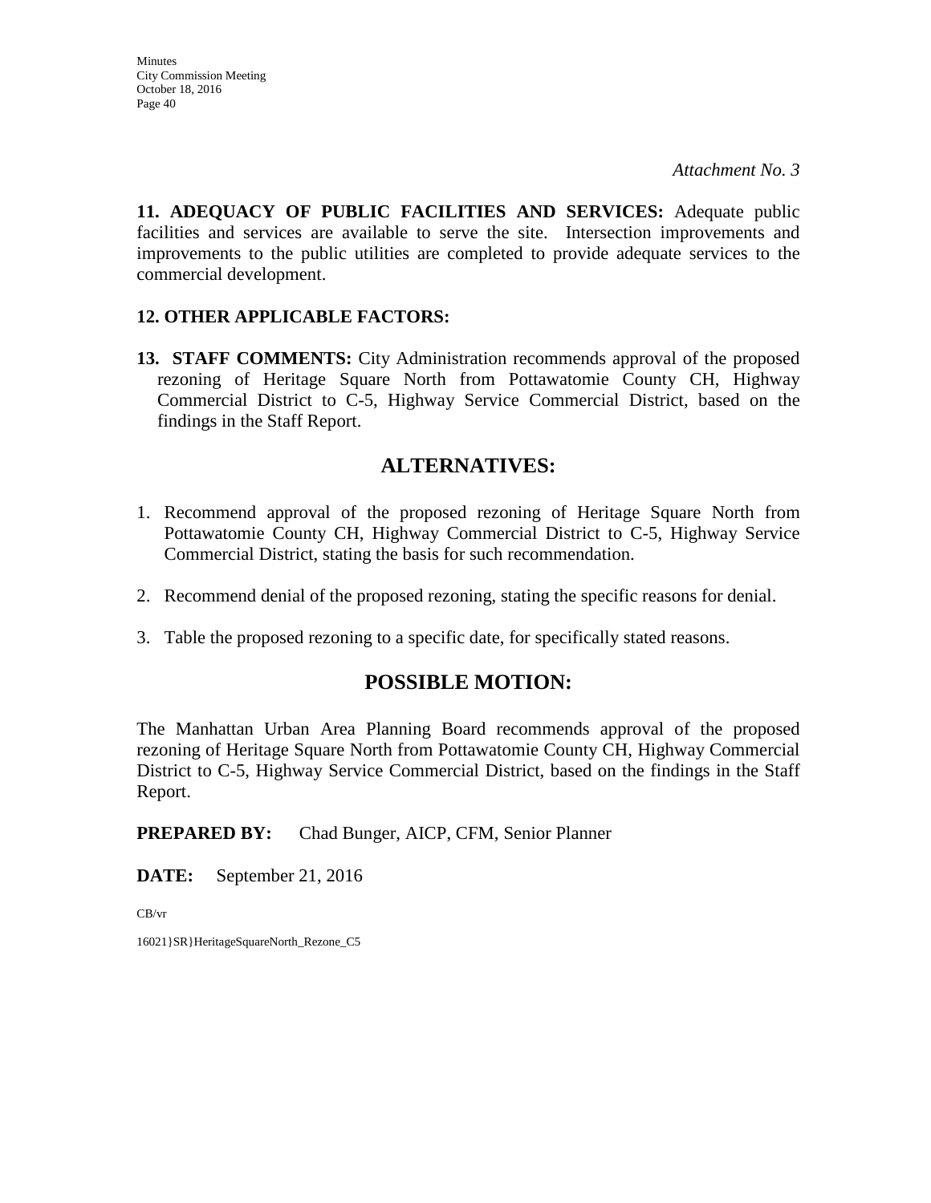*Attachment No. 3*

**11. ADEQUACY OF PUBLIC FACILITIES AND SERVICES:** Adequate public facilities and services are available to serve the site. Intersection improvements and improvements to the public utilities are completed to provide adequate services to the commercial development.

**12. OTHER APPLICABLE FACTORS:**

**13. STAFF COMMENTS:** City Administration recommends approval of the proposed rezoning of Heritage Square North from Pottawatomie County CH, Highway Commercial District to C-5, Highway Service Commercial District, based on the findings in the Staff Report.

## ALTERNATIVES:

1. Recommend approval of the proposed rezoning of Heritage Square North from Pottawatomie County CH, Highway Commercial District to C-5, Highway Service Commercial District, stating the basis for such recommendation.

2. Recommend denial of the proposed rezoning, stating the specific reasons for denial.

3. Table the proposed rezoning to a specific date, for specifically stated reasons.

## POSSIBLE MOTION:

The Manhattan Urban Area Planning Board recommends approval of the proposed rezoning of Heritage Square North from Pottawatomie County CH, Highway Commercial District to C-5, Highway Service Commercial District, based on the findings in the Staff Report.

**PREPARED BY:** Chad Bunger, AICP, CFM, Senior Planner

**DATE:** September 21, 2016

CB/vr

16021}SR}HeritageSquareNorth_Rezone_C5